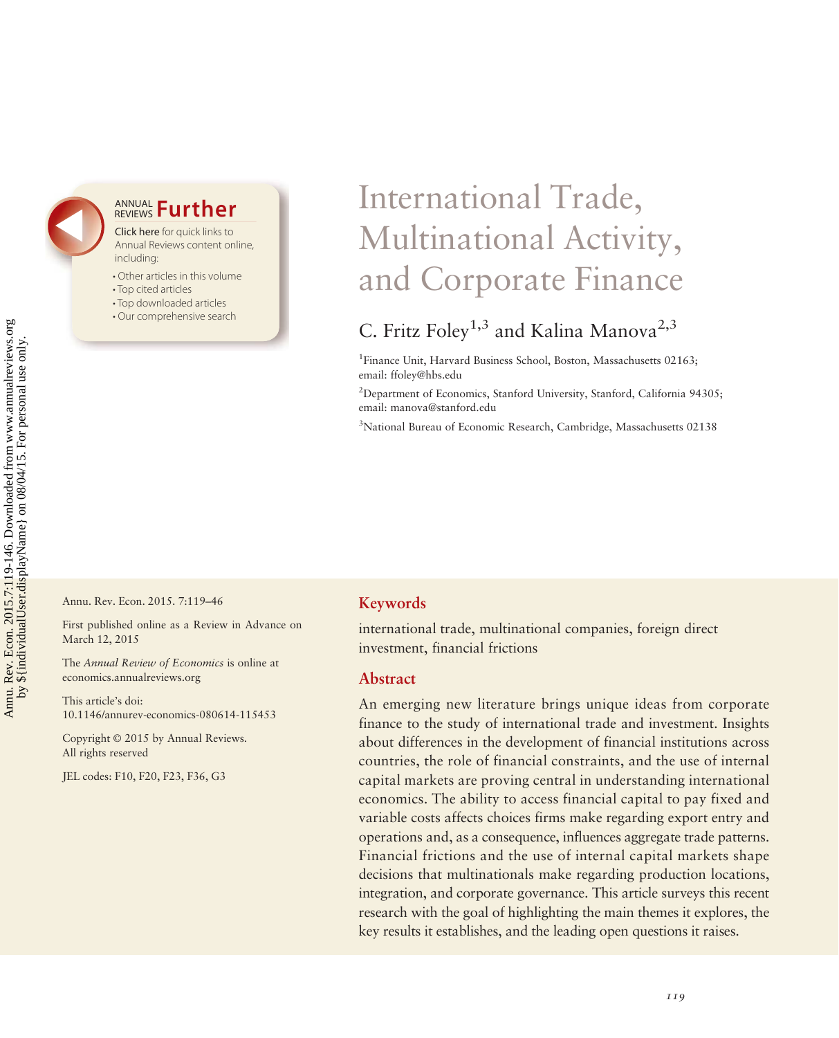# International Trade, Multinational Activity, and Corporate Finance

C. Fritz Foley[1,3] and Kalina Manova[2,3]

[1]Finance Unit, Harvard Business School, Boston, Massachusetts 02163; email: ffoley@hbs.edu

[2]Department of Economics, Stanford University, Stanford, California 94305; email: manova@stanford.edu

[3]National Bureau of Economic Research, Cambridge, Massachusetts 02138

Annu. Rev. Econ. 2015. 7:119–46

First published online as a Review in Advance on March 12, 2015

The *Annual Review of Economics* is online at economics.annualreviews.org

This article's doi: 10.1146/annurev-economics-080614-115453

Copyright © 2015 by Annual Reviews. All rights reserved

JEL codes: F10, F20, F23, F36, G3

## Keywords

international trade, multinational companies, foreign direct investment, financial frictions

## Abstract

An emerging new literature brings unique ideas from corporate finance to the study of international trade and investment. Insights about differences in the development of financial institutions across countries, the role of financial constraints, and the use of internal capital markets are proving central in understanding international economics. The ability to access financial capital to pay fixed and variable costs affects choices firms make regarding export entry and operations and, as a consequence, influences aggregate trade patterns. Financial frictions and the use of internal capital markets shape decisions that multinationals make regarding production locations, integration, and corporate governance. This article surveys this recent research with the goal of highlighting the main themes it explores, the key results it establishes, and the leading open questions it raises.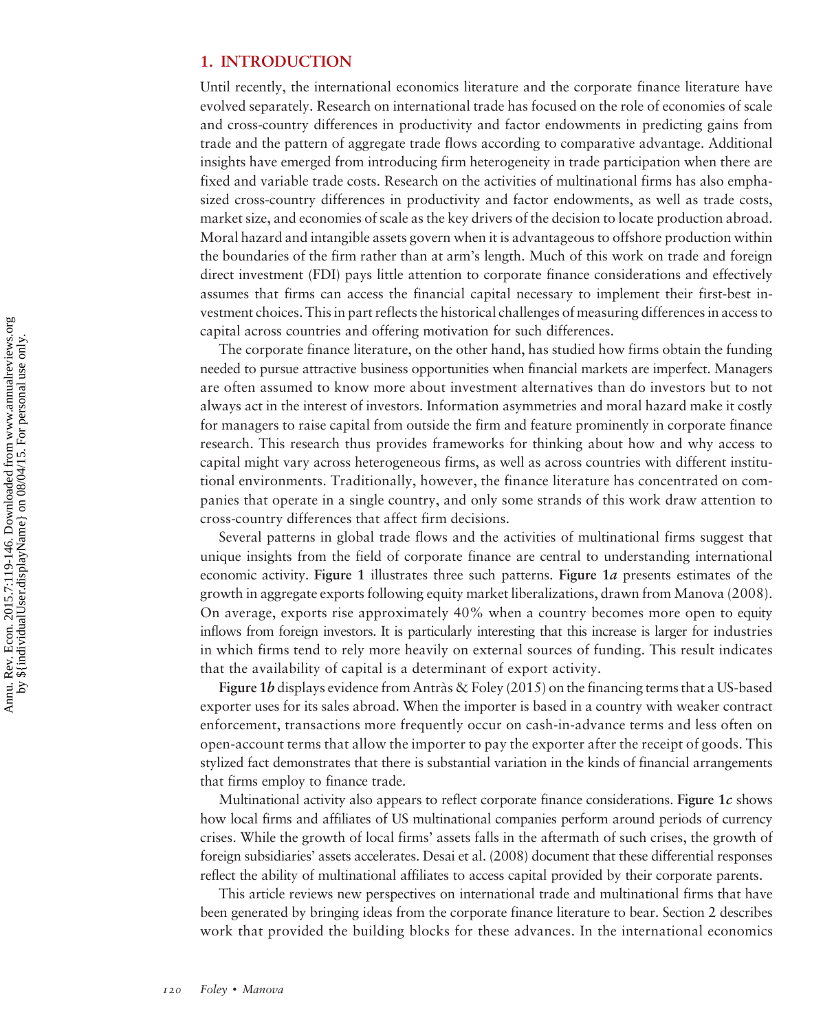## 1. INTRODUCTION

Until recently, the international economics literature and the corporate finance literature have evolved separately. Research on international trade has focused on the role of economies of scale and cross-country differences in productivity and factor endowments in predicting gains from trade and the pattern of aggregate trade flows according to comparative advantage. Additional insights have emerged from introducing firm heterogeneity in trade participation when there are fixed and variable trade costs. Research on the activities of multinational firms has also emphasized cross-country differences in productivity and factor endowments, as well as trade costs, market size, and economies of scale as the key drivers of the decision to locate production abroad. Moral hazard and intangible assets govern when it is advantageous to offshore production within the boundaries of the firm rather than at arm's length. Much of this work on trade and foreign direct investment (FDI) pays little attention to corporate finance considerations and effectively assumes that firms can access the financial capital necessary to implement their first-best investment choices. This in part reflects the historical challenges of measuring differences in access to capital across countries and offering motivation for such differences.

The corporate finance literature, on the other hand, has studied how firms obtain the funding needed to pursue attractive business opportunities when financial markets are imperfect. Managers are often assumed to know more about investment alternatives than do investors but to not always act in the interest of investors. Information asymmetries and moral hazard make it costly for managers to raise capital from outside the firm and feature prominently in corporate finance research. This research thus provides frameworks for thinking about how and why access to capital might vary across heterogeneous firms, as well as across countries with different institutional environments. Traditionally, however, the finance literature has concentrated on companies that operate in a single country, and only some strands of this work draw attention to cross-country differences that affect firm decisions.

Several patterns in global trade flows and the activities of multinational firms suggest that unique insights from the field of corporate finance are central to understanding international economic activity. **Figure 1** illustrates three such patterns. **Figure 1*a*** presents estimates of the growth in aggregate exports following equity market liberalizations, drawn from Manova (2008). On average, exports rise approximately 40% when a country becomes more open to equity inflows from foreign investors. It is particularly interesting that this increase is larger for industries in which firms tend to rely more heavily on external sources of funding. This result indicates that the availability of capital is a determinant of export activity.

**Figure 1*b*** displays evidence from Antràs & Foley (2015) on the financing terms that a US-based exporter uses for its sales abroad. When the importer is based in a country with weaker contract enforcement, transactions more frequently occur on cash-in-advance terms and less often on open-account terms that allow the importer to pay the exporter after the receipt of goods. This stylized fact demonstrates that there is substantial variation in the kinds of financial arrangements that firms employ to finance trade.

Multinational activity also appears to reflect corporate finance considerations. **Figure 1*c*** shows how local firms and affiliates of US multinational companies perform around periods of currency crises. While the growth of local firms' assets falls in the aftermath of such crises, the growth of foreign subsidiaries' assets accelerates. Desai et al. (2008) document that these differential responses reflect the ability of multinational affiliates to access capital provided by their corporate parents.

This article reviews new perspectives on international trade and multinational firms that have been generated by bringing ideas from the corporate finance literature to bear. Section 2 describes work that provided the building blocks for these advances. In the international economics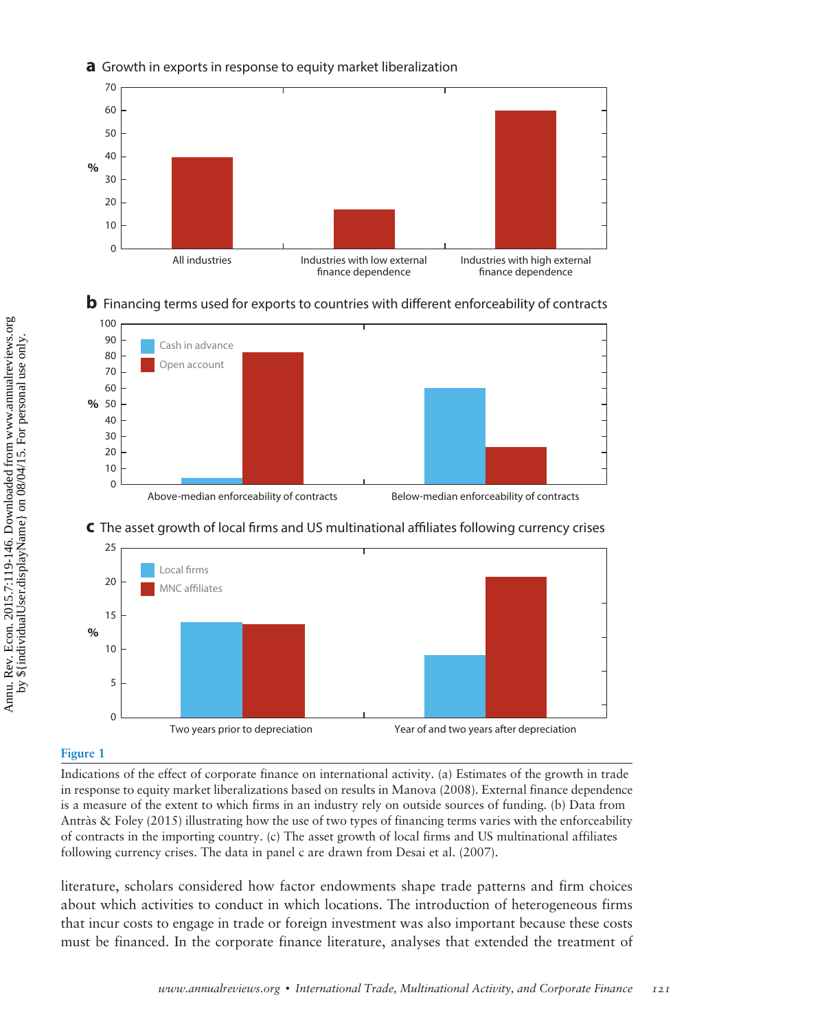**a** Growth in exports in response to equity market liberalization

**b** Financing terms used for exports to countries with different enforceability of contracts

**c** The asset growth of local firms and US multinational affiliates following currency crises

**Figure 1**

Indications of the effect of corporate finance on international activity. (a) Estimates of the growth in trade in response to equity market liberalizations based on results in Manova (2008). External finance dependence is a measure of the extent to which firms in an industry rely on outside sources of funding. (b) Data from Antràs & Foley (2015) illustrating how the use of two types of financing terms varies with the enforceability of contracts in the importing country. (c) The asset growth of local firms and US multinational affiliates following currency crises. The data in panel c are drawn from Desai et al. (2007).

literature, scholars considered how factor endowments shape trade patterns and firm choices about which activities to conduct in which locations. The introduction of heterogeneous firms that incur costs to engage in trade or foreign investment was also important because these costs must be financed. In the corporate finance literature, analyses that extended the treatment of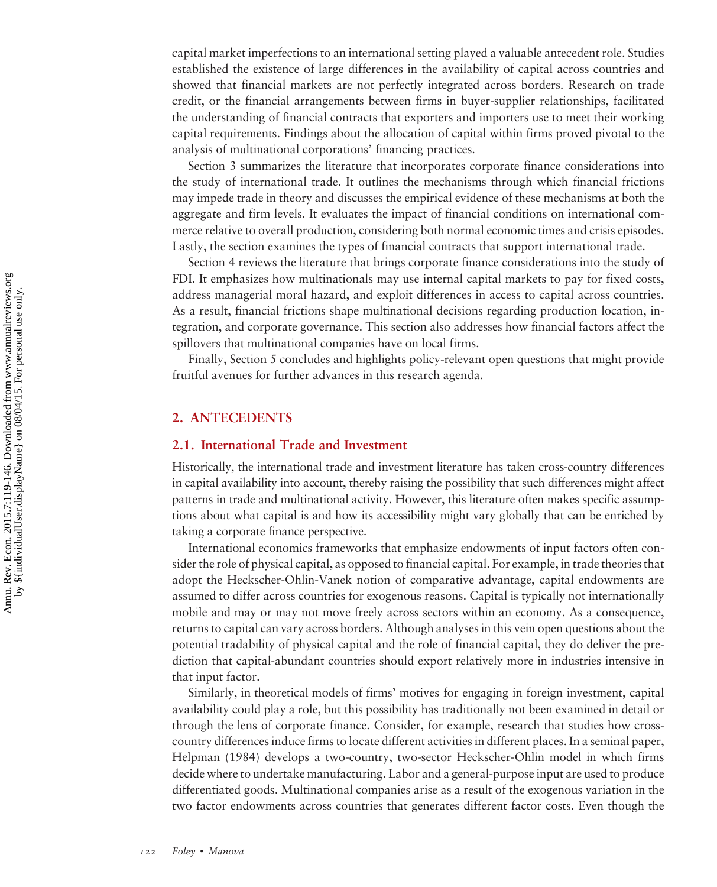capital market imperfections to an international setting played a valuable antecedent role. Studies established the existence of large differences in the availability of capital across countries and showed that financial markets are not perfectly integrated across borders. Research on trade credit, or the financial arrangements between firms in buyer-supplier relationships, facilitated the understanding of financial contracts that exporters and importers use to meet their working capital requirements. Findings about the allocation of capital within firms proved pivotal to the analysis of multinational corporations' financing practices.

Section 3 summarizes the literature that incorporates corporate finance considerations into the study of international trade. It outlines the mechanisms through which financial frictions may impede trade in theory and discusses the empirical evidence of these mechanisms at both the aggregate and firm levels. It evaluates the impact of financial conditions on international commerce relative to overall production, considering both normal economic times and crisis episodes. Lastly, the section examines the types of financial contracts that support international trade.

Section 4 reviews the literature that brings corporate finance considerations into the study of FDI. It emphasizes how multinationals may use internal capital markets to pay for fixed costs, address managerial moral hazard, and exploit differences in access to capital across countries. As a result, financial frictions shape multinational decisions regarding production location, integration, and corporate governance. This section also addresses how financial factors affect the spillovers that multinational companies have on local firms.

Finally, Section 5 concludes and highlights policy-relevant open questions that might provide fruitful avenues for further advances in this research agenda.

## 2. ANTECEDENTS

### 2.1. International Trade and Investment

Historically, the international trade and investment literature has taken cross-country differences in capital availability into account, thereby raising the possibility that such differences might affect patterns in trade and multinational activity. However, this literature often makes specific assumptions about what capital is and how its accessibility might vary globally that can be enriched by taking a corporate finance perspective.

International economics frameworks that emphasize endowments of input factors often consider the role of physical capital, as opposed to financial capital. For example, in trade theories that adopt the Heckscher-Ohlin-Vanek notion of comparative advantage, capital endowments are assumed to differ across countries for exogenous reasons. Capital is typically not internationally mobile and may or may not move freely across sectors within an economy. As a consequence, returns to capital can vary across borders. Although analyses in this vein open questions about the potential tradability of physical capital and the role of financial capital, they do deliver the prediction that capital-abundant countries should export relatively more in industries intensive in that input factor.

Similarly, in theoretical models of firms' motives for engaging in foreign investment, capital availability could play a role, but this possibility has traditionally not been examined in detail or through the lens of corporate finance. Consider, for example, research that studies how cross-country differences induce firms to locate different activities in different places. In a seminal paper, Helpman (1984) develops a two-country, two-sector Heckscher-Ohlin model in which firms decide where to undertake manufacturing. Labor and a general-purpose input are used to produce differentiated goods. Multinational companies arise as a result of the exogenous variation in the two factor endowments across countries that generates different factor costs. Even though the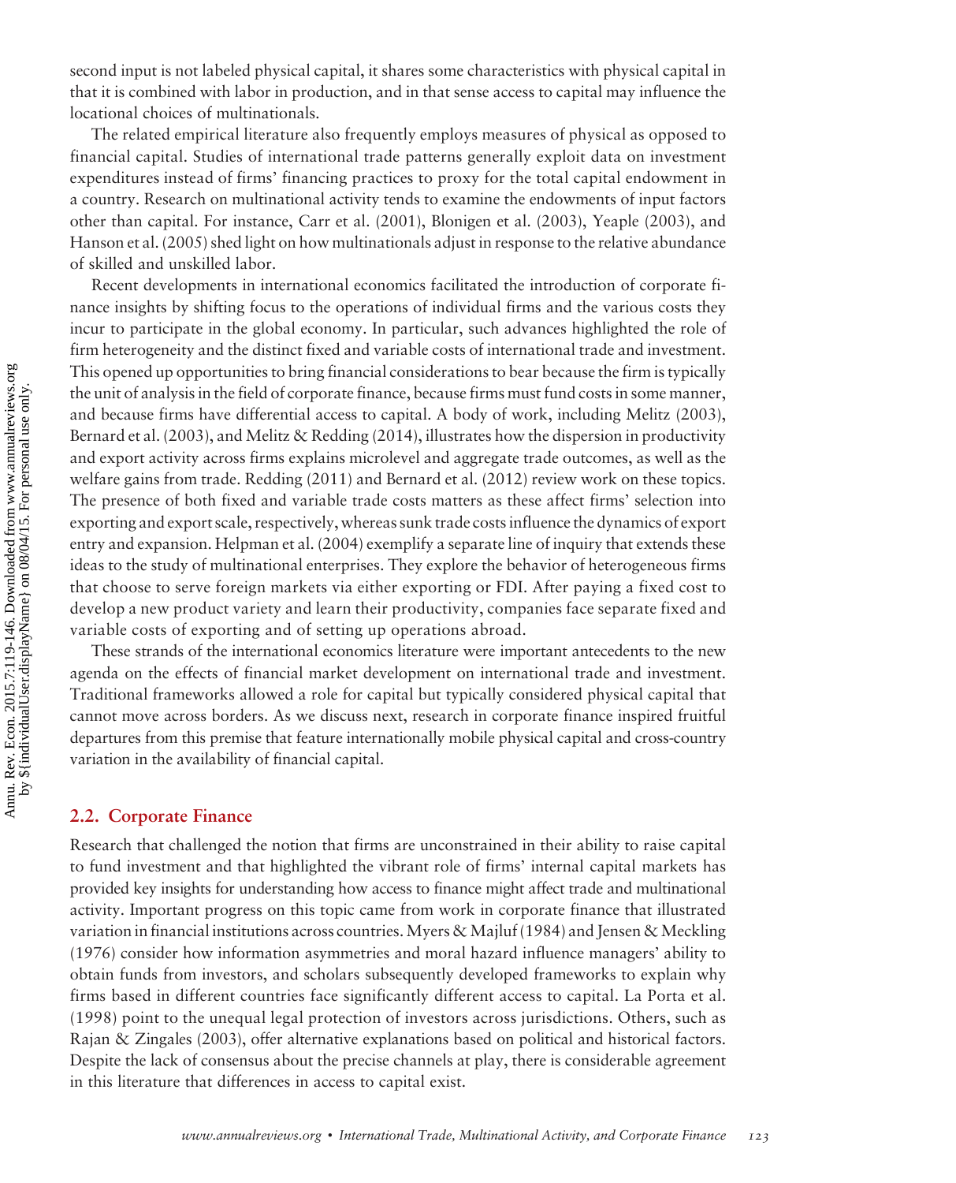second input is not labeled physical capital, it shares some characteristics with physical capital in that it is combined with labor in production, and in that sense access to capital may influence the locational choices of multinationals.

The related empirical literature also frequently employs measures of physical as opposed to financial capital. Studies of international trade patterns generally exploit data on investment expenditures instead of firms' financing practices to proxy for the total capital endowment in a country. Research on multinational activity tends to examine the endowments of input factors other than capital. For instance, Carr et al. (2001), Blonigen et al. (2003), Yeaple (2003), and Hanson et al. (2005) shed light on how multinationals adjust in response to the relative abundance of skilled and unskilled labor.

Recent developments in international economics facilitated the introduction of corporate finance insights by shifting focus to the operations of individual firms and the various costs they incur to participate in the global economy. In particular, such advances highlighted the role of firm heterogeneity and the distinct fixed and variable costs of international trade and investment. This opened up opportunities to bring financial considerations to bear because the firm is typically the unit of analysis in the field of corporate finance, because firms must fund costs in some manner, and because firms have differential access to capital. A body of work, including Melitz (2003), Bernard et al. (2003), and Melitz & Redding (2014), illustrates how the dispersion in productivity and export activity across firms explains microlevel and aggregate trade outcomes, as well as the welfare gains from trade. Redding (2011) and Bernard et al. (2012) review work on these topics. The presence of both fixed and variable trade costs matters as these affect firms' selection into exporting and export scale, respectively, whereas sunk trade costs influence the dynamics of export entry and expansion. Helpman et al. (2004) exemplify a separate line of inquiry that extends these ideas to the study of multinational enterprises. They explore the behavior of heterogeneous firms that choose to serve foreign markets via either exporting or FDI. After paying a fixed cost to develop a new product variety and learn their productivity, companies face separate fixed and variable costs of exporting and of setting up operations abroad.

These strands of the international economics literature were important antecedents to the new agenda on the effects of financial market development on international trade and investment. Traditional frameworks allowed a role for capital but typically considered physical capital that cannot move across borders. As we discuss next, research in corporate finance inspired fruitful departures from this premise that feature internationally mobile physical capital and cross-country variation in the availability of financial capital.

## 2.2. Corporate Finance

Research that challenged the notion that firms are unconstrained in their ability to raise capital to fund investment and that highlighted the vibrant role of firms' internal capital markets has provided key insights for understanding how access to finance might affect trade and multinational activity. Important progress on this topic came from work in corporate finance that illustrated variation in financial institutions across countries. Myers & Majluf (1984) and Jensen & Meckling (1976) consider how information asymmetries and moral hazard influence managers' ability to obtain funds from investors, and scholars subsequently developed frameworks to explain why firms based in different countries face significantly different access to capital. La Porta et al. (1998) point to the unequal legal protection of investors across jurisdictions. Others, such as Rajan & Zingales (2003), offer alternative explanations based on political and historical factors. Despite the lack of consensus about the precise channels at play, there is considerable agreement in this literature that differences in access to capital exist.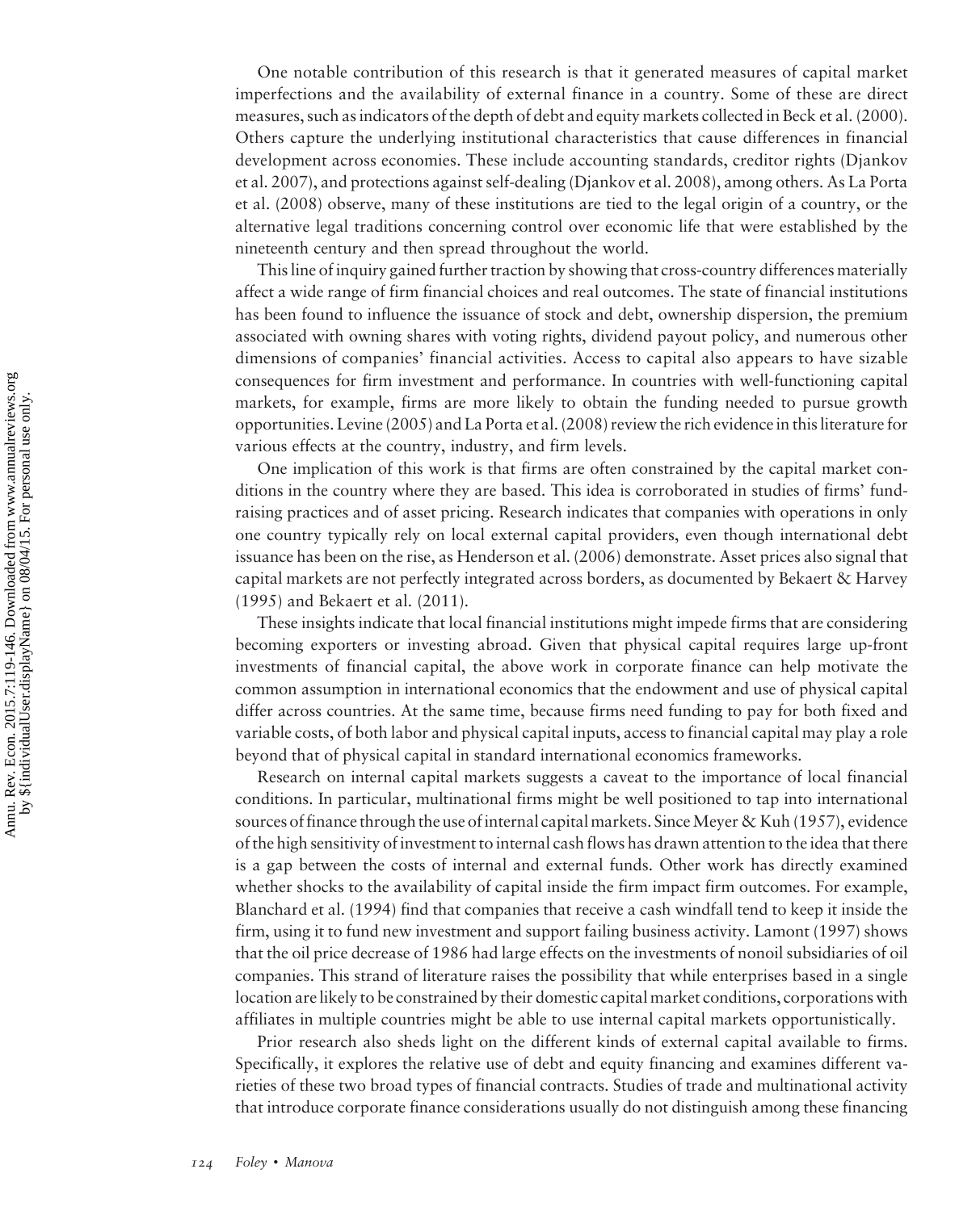One notable contribution of this research is that it generated measures of capital market imperfections and the availability of external finance in a country. Some of these are direct measures, such as indicators of the depth of debt and equity markets collected in Beck et al. (2000). Others capture the underlying institutional characteristics that cause differences in financial development across economies. These include accounting standards, creditor rights (Djankov et al. 2007), and protections against self-dealing (Djankov et al. 2008), among others. As La Porta et al. (2008) observe, many of these institutions are tied to the legal origin of a country, or the alternative legal traditions concerning control over economic life that were established by the nineteenth century and then spread throughout the world.

This line of inquiry gained further traction by showing that cross-country differences materially affect a wide range of firm financial choices and real outcomes. The state of financial institutions has been found to influence the issuance of stock and debt, ownership dispersion, the premium associated with owning shares with voting rights, dividend payout policy, and numerous other dimensions of companies' financial activities. Access to capital also appears to have sizable consequences for firm investment and performance. In countries with well-functioning capital markets, for example, firms are more likely to obtain the funding needed to pursue growth opportunities. Levine (2005) and La Porta et al. (2008) review the rich evidence in this literature for various effects at the country, industry, and firm levels.

One implication of this work is that firms are often constrained by the capital market conditions in the country where they are based. This idea is corroborated in studies of firms' fund-raising practices and of asset pricing. Research indicates that companies with operations in only one country typically rely on local external capital providers, even though international debt issuance has been on the rise, as Henderson et al. (2006) demonstrate. Asset prices also signal that capital markets are not perfectly integrated across borders, as documented by Bekaert & Harvey (1995) and Bekaert et al. (2011).

These insights indicate that local financial institutions might impede firms that are considering becoming exporters or investing abroad. Given that physical capital requires large up-front investments of financial capital, the above work in corporate finance can help motivate the common assumption in international economics that the endowment and use of physical capital differ across countries. At the same time, because firms need funding to pay for both fixed and variable costs, of both labor and physical capital inputs, access to financial capital may play a role beyond that of physical capital in standard international economics frameworks.

Research on internal capital markets suggests a caveat to the importance of local financial conditions. In particular, multinational firms might be well positioned to tap into international sources of finance through the use of internal capital markets. Since Meyer & Kuh (1957), evidence of the high sensitivity of investment to internal cash flows has drawn attention to the idea that there is a gap between the costs of internal and external funds. Other work has directly examined whether shocks to the availability of capital inside the firm impact firm outcomes. For example, Blanchard et al. (1994) find that companies that receive a cash windfall tend to keep it inside the firm, using it to fund new investment and support failing business activity. Lamont (1997) shows that the oil price decrease of 1986 had large effects on the investments of nonoil subsidiaries of oil companies. This strand of literature raises the possibility that while enterprises based in a single location are likely to be constrained by their domestic capital market conditions, corporations with affiliates in multiple countries might be able to use internal capital markets opportunistically.

Prior research also sheds light on the different kinds of external capital available to firms. Specifically, it explores the relative use of debt and equity financing and examines different varieties of these two broad types of financial contracts. Studies of trade and multinational activity that introduce corporate finance considerations usually do not distinguish among these financing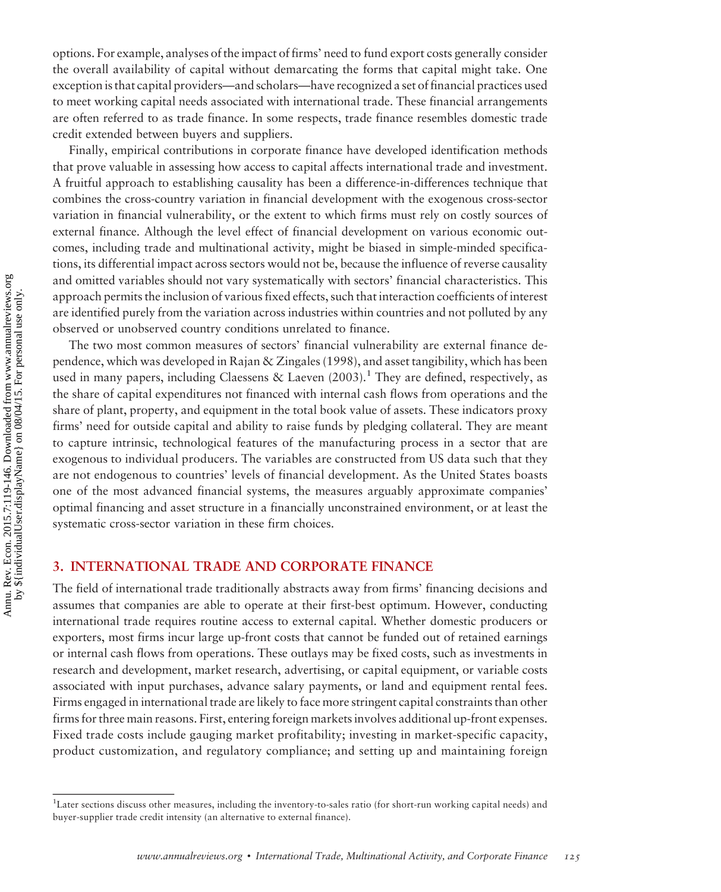options. For example, analyses of the impact of firms' need to fund export costs generally consider the overall availability of capital without demarcating the forms that capital might take. One exception is that capital providers—and scholars—have recognized a set of financial practices used to meet working capital needs associated with international trade. These financial arrangements are often referred to as trade finance. In some respects, trade finance resembles domestic trade credit extended between buyers and suppliers.

Finally, empirical contributions in corporate finance have developed identification methods that prove valuable in assessing how access to capital affects international trade and investment. A fruitful approach to establishing causality has been a difference-in-differences technique that combines the cross-country variation in financial development with the exogenous cross-sector variation in financial vulnerability, or the extent to which firms must rely on costly sources of external finance. Although the level effect of financial development on various economic outcomes, including trade and multinational activity, might be biased in simple-minded specifications, its differential impact across sectors would not be, because the influence of reverse causality and omitted variables should not vary systematically with sectors' financial characteristics. This approach permits the inclusion of various fixed effects, such that interaction coefficients of interest are identified purely from the variation across industries within countries and not polluted by any observed or unobserved country conditions unrelated to finance.

The two most common measures of sectors' financial vulnerability are external finance dependence, which was developed in Rajan & Zingales (1998), and asset tangibility, which has been used in many papers, including Claessens & Laeven (2003).[1] They are defined, respectively, as the share of capital expenditures not financed with internal cash flows from operations and the share of plant, property, and equipment in the total book value of assets. These indicators proxy firms' need for outside capital and ability to raise funds by pledging collateral. They are meant to capture intrinsic, technological features of the manufacturing process in a sector that are exogenous to individual producers. The variables are constructed from US data such that they are not endogenous to countries' levels of financial development. As the United States boasts one of the most advanced financial systems, the measures arguably approximate companies' optimal financing and asset structure in a financially unconstrained environment, or at least the systematic cross-sector variation in these firm choices.

## 3. INTERNATIONAL TRADE AND CORPORATE FINANCE

The field of international trade traditionally abstracts away from firms' financing decisions and assumes that companies are able to operate at their first-best optimum. However, conducting international trade requires routine access to external capital. Whether domestic producers or exporters, most firms incur large up-front costs that cannot be funded out of retained earnings or internal cash flows from operations. These outlays may be fixed costs, such as investments in research and development, market research, advertising, or capital equipment, or variable costs associated with input purchases, advance salary payments, or land and equipment rental fees. Firms engaged in international trade are likely to face more stringent capital constraints than other firms for three main reasons. First, entering foreign markets involves additional up-front expenses. Fixed trade costs include gauging market profitability; investing in market-specific capacity, product customization, and regulatory compliance; and setting up and maintaining foreign

[1] Later sections discuss other measures, including the inventory-to-sales ratio (for short-run working capital needs) and buyer-supplier trade credit intensity (an alternative to external finance).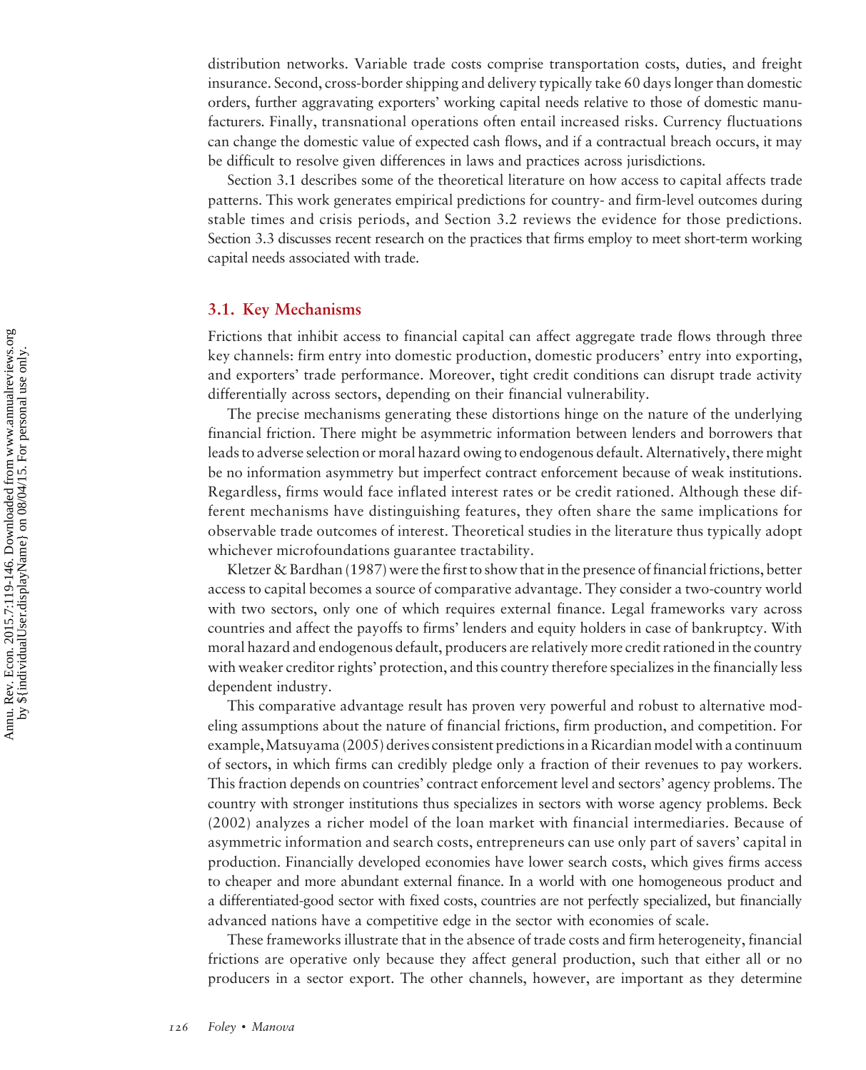distribution networks. Variable trade costs comprise transportation costs, duties, and freight insurance. Second, cross-border shipping and delivery typically take 60 days longer than domestic orders, further aggravating exporters' working capital needs relative to those of domestic manufacturers. Finally, transnational operations often entail increased risks. Currency fluctuations can change the domestic value of expected cash flows, and if a contractual breach occurs, it may be difficult to resolve given differences in laws and practices across jurisdictions.

Section 3.1 describes some of the theoretical literature on how access to capital affects trade patterns. This work generates empirical predictions for country- and firm-level outcomes during stable times and crisis periods, and Section 3.2 reviews the evidence for those predictions. Section 3.3 discusses recent research on the practices that firms employ to meet short-term working capital needs associated with trade.

## 3.1. Key Mechanisms

Frictions that inhibit access to financial capital can affect aggregate trade flows through three key channels: firm entry into domestic production, domestic producers' entry into exporting, and exporters' trade performance. Moreover, tight credit conditions can disrupt trade activity differentially across sectors, depending on their financial vulnerability.

The precise mechanisms generating these distortions hinge on the nature of the underlying financial friction. There might be asymmetric information between lenders and borrowers that leads to adverse selection or moral hazard owing to endogenous default. Alternatively, there might be no information asymmetry but imperfect contract enforcement because of weak institutions. Regardless, firms would face inflated interest rates or be credit rationed. Although these different mechanisms have distinguishing features, they often share the same implications for observable trade outcomes of interest. Theoretical studies in the literature thus typically adopt whichever microfoundations guarantee tractability.

Kletzer & Bardhan (1987) were the first to show that in the presence of financial frictions, better access to capital becomes a source of comparative advantage. They consider a two-country world with two sectors, only one of which requires external finance. Legal frameworks vary across countries and affect the payoffs to firms' lenders and equity holders in case of bankruptcy. With moral hazard and endogenous default, producers are relatively more credit rationed in the country with weaker creditor rights' protection, and this country therefore specializes in the financially less dependent industry.

This comparative advantage result has proven very powerful and robust to alternative modeling assumptions about the nature of financial frictions, firm production, and competition. For example, Matsuyama (2005) derives consistent predictions in a Ricardian model with a continuum of sectors, in which firms can credibly pledge only a fraction of their revenues to pay workers. This fraction depends on countries' contract enforcement level and sectors' agency problems. The country with stronger institutions thus specializes in sectors with worse agency problems. Beck (2002) analyzes a richer model of the loan market with financial intermediaries. Because of asymmetric information and search costs, entrepreneurs can use only part of savers' capital in production. Financially developed economies have lower search costs, which gives firms access to cheaper and more abundant external finance. In a world with one homogeneous product and a differentiated-good sector with fixed costs, countries are not perfectly specialized, but financially advanced nations have a competitive edge in the sector with economies of scale.

These frameworks illustrate that in the absence of trade costs and firm heterogeneity, financial frictions are operative only because they affect general production, such that either all or no producers in a sector export. The other channels, however, are important as they determine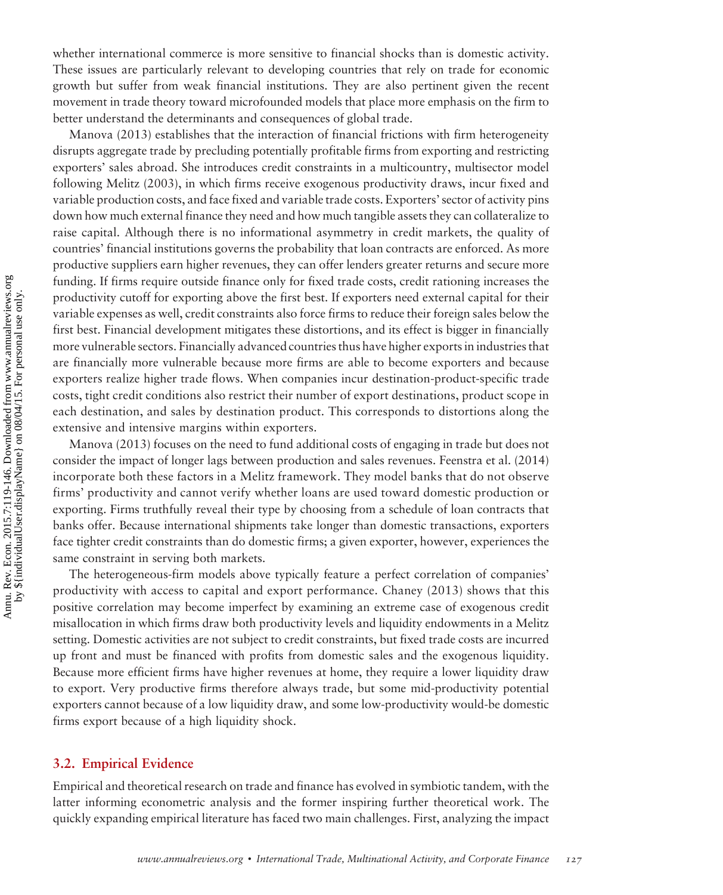whether international commerce is more sensitive to financial shocks than is domestic activity. These issues are particularly relevant to developing countries that rely on trade for economic growth but suffer from weak financial institutions. They are also pertinent given the recent movement in trade theory toward microfounded models that place more emphasis on the firm to better understand the determinants and consequences of global trade.

Manova (2013) establishes that the interaction of financial frictions with firm heterogeneity disrupts aggregate trade by precluding potentially profitable firms from exporting and restricting exporters' sales abroad. She introduces credit constraints in a multicountry, multisector model following Melitz (2003), in which firms receive exogenous productivity draws, incur fixed and variable production costs, and face fixed and variable trade costs. Exporters' sector of activity pins down how much external finance they need and how much tangible assets they can collateralize to raise capital. Although there is no informational asymmetry in credit markets, the quality of countries' financial institutions governs the probability that loan contracts are enforced. As more productive suppliers earn higher revenues, they can offer lenders greater returns and secure more funding. If firms require outside finance only for fixed trade costs, credit rationing increases the productivity cutoff for exporting above the first best. If exporters need external capital for their variable expenses as well, credit constraints also force firms to reduce their foreign sales below the first best. Financial development mitigates these distortions, and its effect is bigger in financially more vulnerable sectors. Financially advanced countries thus have higher exports in industries that are financially more vulnerable because more firms are able to become exporters and because exporters realize higher trade flows. When companies incur destination-product-specific trade costs, tight credit conditions also restrict their number of export destinations, product scope in each destination, and sales by destination product. This corresponds to distortions along the extensive and intensive margins within exporters.

Manova (2013) focuses on the need to fund additional costs of engaging in trade but does not consider the impact of longer lags between production and sales revenues. Feenstra et al. (2014) incorporate both these factors in a Melitz framework. They model banks that do not observe firms' productivity and cannot verify whether loans are used toward domestic production or exporting. Firms truthfully reveal their type by choosing from a schedule of loan contracts that banks offer. Because international shipments take longer than domestic transactions, exporters face tighter credit constraints than do domestic firms; a given exporter, however, experiences the same constraint in serving both markets.

The heterogeneous-firm models above typically feature a perfect correlation of companies' productivity with access to capital and export performance. Chaney (2013) shows that this positive correlation may become imperfect by examining an extreme case of exogenous credit misallocation in which firms draw both productivity levels and liquidity endowments in a Melitz setting. Domestic activities are not subject to credit constraints, but fixed trade costs are incurred up front and must be financed with profits from domestic sales and the exogenous liquidity. Because more efficient firms have higher revenues at home, they require a lower liquidity draw to export. Very productive firms therefore always trade, but some mid-productivity potential exporters cannot because of a low liquidity draw, and some low-productivity would-be domestic firms export because of a high liquidity shock.

## 3.2. Empirical Evidence

Empirical and theoretical research on trade and finance has evolved in symbiotic tandem, with the latter informing econometric analysis and the former inspiring further theoretical work. The quickly expanding empirical literature has faced two main challenges. First, analyzing the impact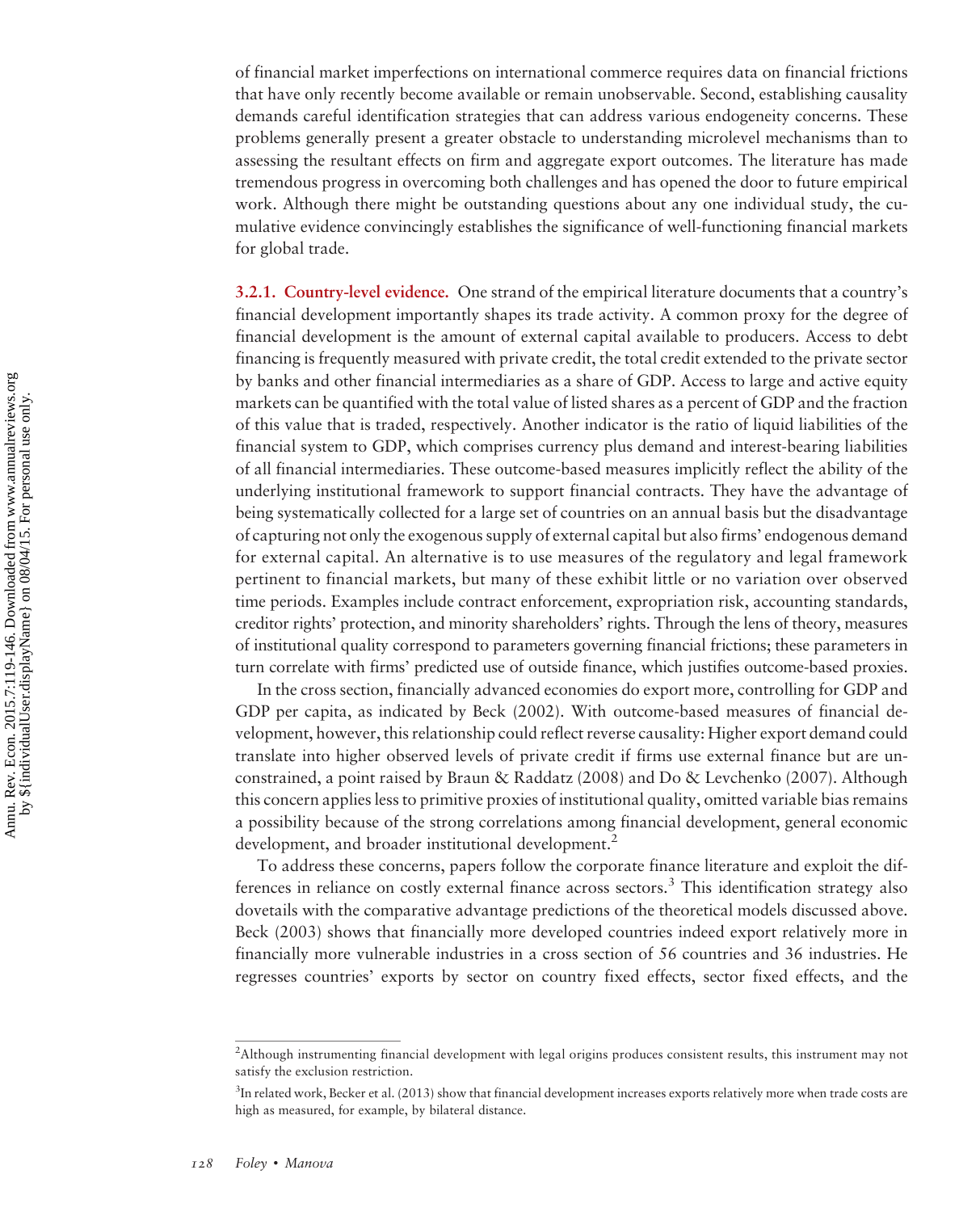of financial market imperfections on international commerce requires data on financial frictions that have only recently become available or remain unobservable. Second, establishing causality demands careful identification strategies that can address various endogeneity concerns. These problems generally present a greater obstacle to understanding microlevel mechanisms than to assessing the resultant effects on firm and aggregate export outcomes. The literature has made tremendous progress in overcoming both challenges and has opened the door to future empirical work. Although there might be outstanding questions about any one individual study, the cumulative evidence convincingly establishes the significance of well-functioning financial markets for global trade.

**3.2.1. Country-level evidence.** One strand of the empirical literature documents that a country's financial development importantly shapes its trade activity. A common proxy for the degree of financial development is the amount of external capital available to producers. Access to debt financing is frequently measured with private credit, the total credit extended to the private sector by banks and other financial intermediaries as a share of GDP. Access to large and active equity markets can be quantified with the total value of listed shares as a percent of GDP and the fraction of this value that is traded, respectively. Another indicator is the ratio of liquid liabilities of the financial system to GDP, which comprises currency plus demand and interest-bearing liabilities of all financial intermediaries. These outcome-based measures implicitly reflect the ability of the underlying institutional framework to support financial contracts. They have the advantage of being systematically collected for a large set of countries on an annual basis but the disadvantage of capturing not only the exogenous supply of external capital but also firms' endogenous demand for external capital. An alternative is to use measures of the regulatory and legal framework pertinent to financial markets, but many of these exhibit little or no variation over observed time periods. Examples include contract enforcement, expropriation risk, accounting standards, creditor rights' protection, and minority shareholders' rights. Through the lens of theory, measures of institutional quality correspond to parameters governing financial frictions; these parameters in turn correlate with firms' predicted use of outside finance, which justifies outcome-based proxies.

In the cross section, financially advanced economies do export more, controlling for GDP and GDP per capita, as indicated by Beck (2002). With outcome-based measures of financial development, however, this relationship could reflect reverse causality: Higher export demand could translate into higher observed levels of private credit if firms use external finance but are unconstrained, a point raised by Braun & Raddatz (2008) and Do & Levchenko (2007). Although this concern applies less to primitive proxies of institutional quality, omitted variable bias remains a possibility because of the strong correlations among financial development, general economic development, and broader institutional development.[2]

To address these concerns, papers follow the corporate finance literature and exploit the differences in reliance on costly external finance across sectors.[3] This identification strategy also dovetails with the comparative advantage predictions of the theoretical models discussed above. Beck (2003) shows that financially more developed countries indeed export relatively more in financially more vulnerable industries in a cross section of 56 countries and 36 industries. He regresses countries' exports by sector on country fixed effects, sector fixed effects, and the

---

[2] Although instrumenting financial development with legal origins produces consistent results, this instrument may not satisfy the exclusion restriction.

[3] In related work, Becker et al. (2013) show that financial development increases exports relatively more when trade costs are high as measured, for example, by bilateral distance.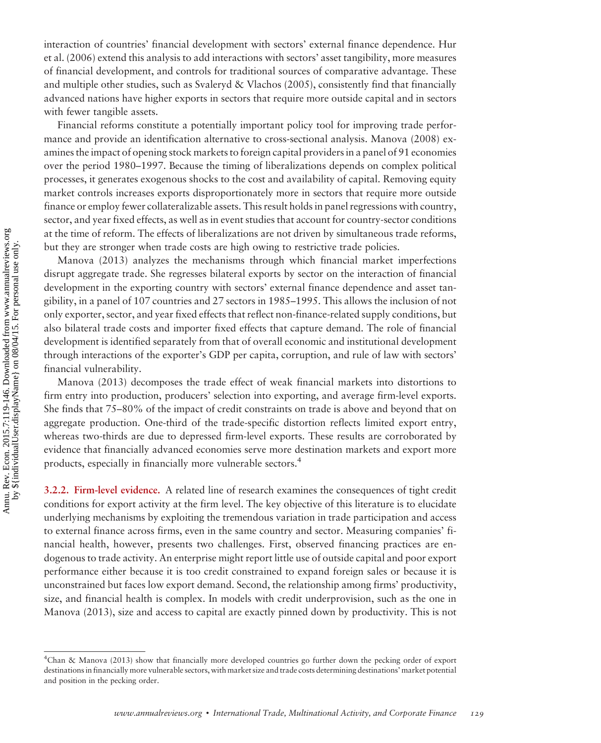interaction of countries' financial development with sectors' external finance dependence. Hur et al. (2006) extend this analysis to add interactions with sectors' asset tangibility, more measures of financial development, and controls for traditional sources of comparative advantage. These and multiple other studies, such as Svaleryd & Vlachos (2005), consistently find that financially advanced nations have higher exports in sectors that require more outside capital and in sectors with fewer tangible assets.

Financial reforms constitute a potentially important policy tool for improving trade performance and provide an identification alternative to cross-sectional analysis. Manova (2008) examines the impact of opening stock markets to foreign capital providers in a panel of 91 economies over the period 1980–1997. Because the timing of liberalizations depends on complex political processes, it generates exogenous shocks to the cost and availability of capital. Removing equity market controls increases exports disproportionately more in sectors that require more outside finance or employ fewer collateralizable assets. This result holds in panel regressions with country, sector, and year fixed effects, as well as in event studies that account for country-sector conditions at the time of reform. The effects of liberalizations are not driven by simultaneous trade reforms, but they are stronger when trade costs are high owing to restrictive trade policies.

Manova (2013) analyzes the mechanisms through which financial market imperfections disrupt aggregate trade. She regresses bilateral exports by sector on the interaction of financial development in the exporting country with sectors' external finance dependence and asset tangibility, in a panel of 107 countries and 27 sectors in 1985–1995. This allows the inclusion of not only exporter, sector, and year fixed effects that reflect non-finance-related supply conditions, but also bilateral trade costs and importer fixed effects that capture demand. The role of financial development is identified separately from that of overall economic and institutional development through interactions of the exporter's GDP per capita, corruption, and rule of law with sectors' financial vulnerability.

Manova (2013) decomposes the trade effect of weak financial markets into distortions to firm entry into production, producers' selection into exporting, and average firm-level exports. She finds that 75–80% of the impact of credit constraints on trade is above and beyond that on aggregate production. One-third of the trade-specific distortion reflects limited export entry, whereas two-thirds are due to depressed firm-level exports. These results are corroborated by evidence that financially advanced economies serve more destination markets and export more products, especially in financially more vulnerable sectors.[4]

#### 3.2.2. Firm-level evidence.

A related line of research examines the consequences of tight credit conditions for export activity at the firm level. The key objective of this literature is to elucidate underlying mechanisms by exploiting the tremendous variation in trade participation and access to external finance across firms, even in the same country and sector. Measuring companies' financial health, however, presents two challenges. First, observed financing practices are endogenous to trade activity. An enterprise might report little use of outside capital and poor export performance either because it is too credit constrained to expand foreign sales or because it is unconstrained but faces low export demand. Second, the relationship among firms' productivity, size, and financial health is complex. In models with credit underprovision, such as the one in Manova (2013), size and access to capital are exactly pinned down by productivity. This is not

[4]Chan & Manova (2013) show that financially more developed countries go further down the pecking order of export destinations in financially more vulnerable sectors, with market size and trade costs determining destinations' market potential and position in the pecking order.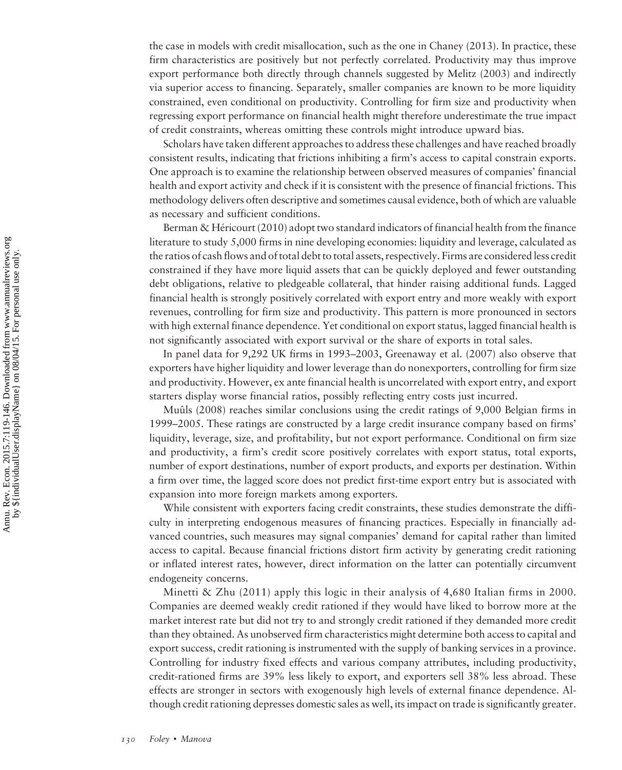the case in models with credit misallocation, such as the one in Chaney (2013). In practice, these firm characteristics are positively but not perfectly correlated. Productivity may thus improve export performance both directly through channels suggested by Melitz (2003) and indirectly via superior access to financing. Separately, smaller companies are known to be more liquidity constrained, even conditional on productivity. Controlling for firm size and productivity when regressing export performance on financial health might therefore underestimate the true impact of credit constraints, whereas omitting these controls might introduce upward bias.

Scholars have taken different approaches to address these challenges and have reached broadly consistent results, indicating that frictions inhibiting a firm's access to capital constrain exports. One approach is to examine the relationship between observed measures of companies' financial health and export activity and check if it is consistent with the presence of financial frictions. This methodology delivers often descriptive and sometimes causal evidence, both of which are valuable as necessary and sufficient conditions.

Berman & Héricourt (2010) adopt two standard indicators of financial health from the finance literature to study 5,000 firms in nine developing economies: liquidity and leverage, calculated as the ratios of cash flows and of total debt to total assets, respectively. Firms are considered less credit constrained if they have more liquid assets that can be quickly deployed and fewer outstanding debt obligations, relative to pledgeable collateral, that hinder raising additional funds. Lagged financial health is strongly positively correlated with export entry and more weakly with export revenues, controlling for firm size and productivity. This pattern is more pronounced in sectors with high external finance dependence. Yet conditional on export status, lagged financial health is not significantly associated with export survival or the share of exports in total sales.

In panel data for 9,292 UK firms in 1993–2003, Greenaway et al. (2007) also observe that exporters have higher liquidity and lower leverage than do nonexporters, controlling for firm size and productivity. However, ex ante financial health is uncorrelated with export entry, and export starters display worse financial ratios, possibly reflecting entry costs just incurred.

Muûls (2008) reaches similar conclusions using the credit ratings of 9,000 Belgian firms in 1999–2005. These ratings are constructed by a large credit insurance company based on firms' liquidity, leverage, size, and profitability, but not export performance. Conditional on firm size and productivity, a firm's credit score positively correlates with export status, total exports, number of export destinations, number of export products, and exports per destination. Within a firm over time, the lagged score does not predict first-time export entry but is associated with expansion into more foreign markets among exporters.

While consistent with exporters facing credit constraints, these studies demonstrate the difficulty in interpreting endogenous measures of financing practices. Especially in financially advanced countries, such measures may signal companies' demand for capital rather than limited access to capital. Because financial frictions distort firm activity by generating credit rationing or inflated interest rates, however, direct information on the latter can potentially circumvent endogeneity concerns.

Minetti & Zhu (2011) apply this logic in their analysis of 4,680 Italian firms in 2000. Companies are deemed weakly credit rationed if they would have liked to borrow more at the market interest rate but did not try to and strongly credit rationed if they demanded more credit than they obtained. As unobserved firm characteristics might determine both access to capital and export success, credit rationing is instrumented with the supply of banking services in a province. Controlling for industry fixed effects and various company attributes, including productivity, credit-rationed firms are 39% less likely to export, and exporters sell 38% less abroad. These effects are stronger in sectors with exogenously high levels of external finance dependence. Although credit rationing depresses domestic sales as well, its impact on trade is significantly greater.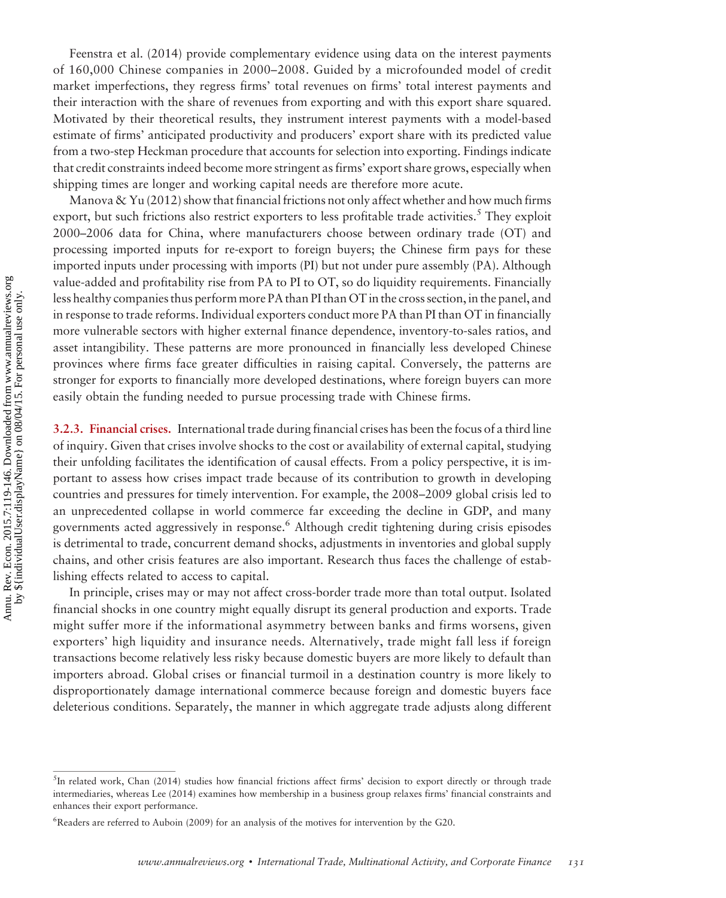Feenstra et al. (2014) provide complementary evidence using data on the interest payments of 160,000 Chinese companies in 2000–2008. Guided by a microfounded model of credit market imperfections, they regress firms' total revenues on firms' total interest payments and their interaction with the share of revenues from exporting and with this export share squared. Motivated by their theoretical results, they instrument interest payments with a model-based estimate of firms' anticipated productivity and producers' export share with its predicted value from a two-step Heckman procedure that accounts for selection into exporting. Findings indicate that credit constraints indeed become more stringent as firms' export share grows, especially when shipping times are longer and working capital needs are therefore more acute.

Manova & Yu (2012) show that financial frictions not only affect whether and how much firms export, but such frictions also restrict exporters to less profitable trade activities.[5] They exploit 2000–2006 data for China, where manufacturers choose between ordinary trade (OT) and processing imported inputs for re-export to foreign buyers; the Chinese firm pays for these imported inputs under processing with imports (PI) but not under pure assembly (PA). Although value-added and profitability rise from PA to PI to OT, so do liquidity requirements. Financially less healthy companies thus perform more PA than PI than OT in the cross section, in the panel, and in response to trade reforms. Individual exporters conduct more PA than PI than OT in financially more vulnerable sectors with higher external finance dependence, inventory-to-sales ratios, and asset intangibility. These patterns are more pronounced in financially less developed Chinese provinces where firms face greater difficulties in raising capital. Conversely, the patterns are stronger for exports to financially more developed destinations, where foreign buyers can more easily obtain the funding needed to pursue processing trade with Chinese firms.

**3.2.3. Financial crises.** International trade during financial crises has been the focus of a third line of inquiry. Given that crises involve shocks to the cost or availability of external capital, studying their unfolding facilitates the identification of causal effects. From a policy perspective, it is important to assess how crises impact trade because of its contribution to growth in developing countries and pressures for timely intervention. For example, the 2008–2009 global crisis led to an unprecedented collapse in world commerce far exceeding the decline in GDP, and many governments acted aggressively in response.[6] Although credit tightening during crisis episodes is detrimental to trade, concurrent demand shocks, adjustments in inventories and global supply chains, and other crisis features are also important. Research thus faces the challenge of establishing effects related to access to capital.

In principle, crises may or may not affect cross-border trade more than total output. Isolated financial shocks in one country might equally disrupt its general production and exports. Trade might suffer more if the informational asymmetry between banks and firms worsens, given exporters' high liquidity and insurance needs. Alternatively, trade might fall less if foreign transactions become relatively less risky because domestic buyers are more likely to default than importers abroad. Global crises or financial turmoil in a destination country is more likely to disproportionately damage international commerce because foreign and domestic buyers face deleterious conditions. Separately, the manner in which aggregate trade adjusts along different

---

[5] In related work, Chan (2014) studies how financial frictions affect firms' decision to export directly or through trade intermediaries, whereas Lee (2014) examines how membership in a business group relaxes firms' financial constraints and enhances their export performance.

[6] Readers are referred to Auboin (2009) for an analysis of the motives for intervention by the G20.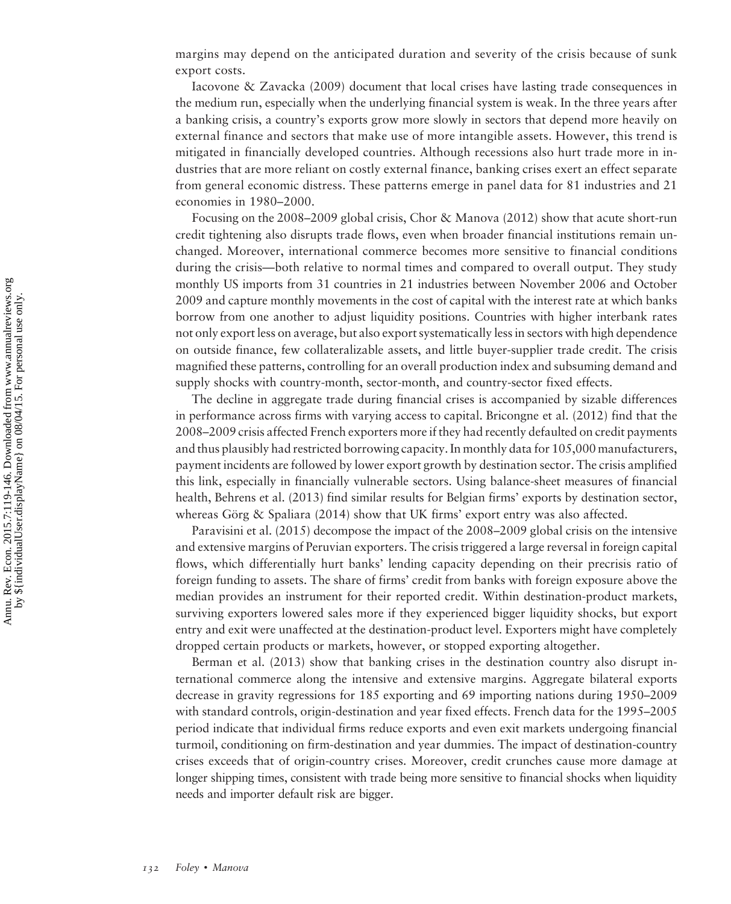margins may depend on the anticipated duration and severity of the crisis because of sunk export costs.

Iacovone & Zavacka (2009) document that local crises have lasting trade consequences in the medium run, especially when the underlying financial system is weak. In the three years after a banking crisis, a country's exports grow more slowly in sectors that depend more heavily on external finance and sectors that make use of more intangible assets. However, this trend is mitigated in financially developed countries. Although recessions also hurt trade more in industries that are more reliant on costly external finance, banking crises exert an effect separate from general economic distress. These patterns emerge in panel data for 81 industries and 21 economies in 1980–2000.

Focusing on the 2008–2009 global crisis, Chor & Manova (2012) show that acute short-run credit tightening also disrupts trade flows, even when broader financial institutions remain unchanged. Moreover, international commerce becomes more sensitive to financial conditions during the crisis—both relative to normal times and compared to overall output. They study monthly US imports from 31 countries in 21 industries between November 2006 and October 2009 and capture monthly movements in the cost of capital with the interest rate at which banks borrow from one another to adjust liquidity positions. Countries with higher interbank rates not only export less on average, but also export systematically less in sectors with high dependence on outside finance, few collateralizable assets, and little buyer-supplier trade credit. The crisis magnified these patterns, controlling for an overall production index and subsuming demand and supply shocks with country-month, sector-month, and country-sector fixed effects.

The decline in aggregate trade during financial crises is accompanied by sizable differences in performance across firms with varying access to capital. Bricongne et al. (2012) find that the 2008–2009 crisis affected French exporters more if they had recently defaulted on credit payments and thus plausibly had restricted borrowing capacity. In monthly data for 105,000 manufacturers, payment incidents are followed by lower export growth by destination sector. The crisis amplified this link, especially in financially vulnerable sectors. Using balance-sheet measures of financial health, Behrens et al. (2013) find similar results for Belgian firms' exports by destination sector, whereas Görg & Spaliara (2014) show that UK firms' export entry was also affected.

Paravisini et al. (2015) decompose the impact of the 2008–2009 global crisis on the intensive and extensive margins of Peruvian exporters. The crisis triggered a large reversal in foreign capital flows, which differentially hurt banks' lending capacity depending on their precrisis ratio of foreign funding to assets. The share of firms' credit from banks with foreign exposure above the median provides an instrument for their reported credit. Within destination-product markets, surviving exporters lowered sales more if they experienced bigger liquidity shocks, but export entry and exit were unaffected at the destination-product level. Exporters might have completely dropped certain products or markets, however, or stopped exporting altogether.

Berman et al. (2013) show that banking crises in the destination country also disrupt international commerce along the intensive and extensive margins. Aggregate bilateral exports decrease in gravity regressions for 185 exporting and 69 importing nations during 1950–2009 with standard controls, origin-destination and year fixed effects. French data for the 1995–2005 period indicate that individual firms reduce exports and even exit markets undergoing financial turmoil, conditioning on firm-destination and year dummies. The impact of destination-country crises exceeds that of origin-country crises. Moreover, credit crunches cause more damage at longer shipping times, consistent with trade being more sensitive to financial shocks when liquidity needs and importer default risk are bigger.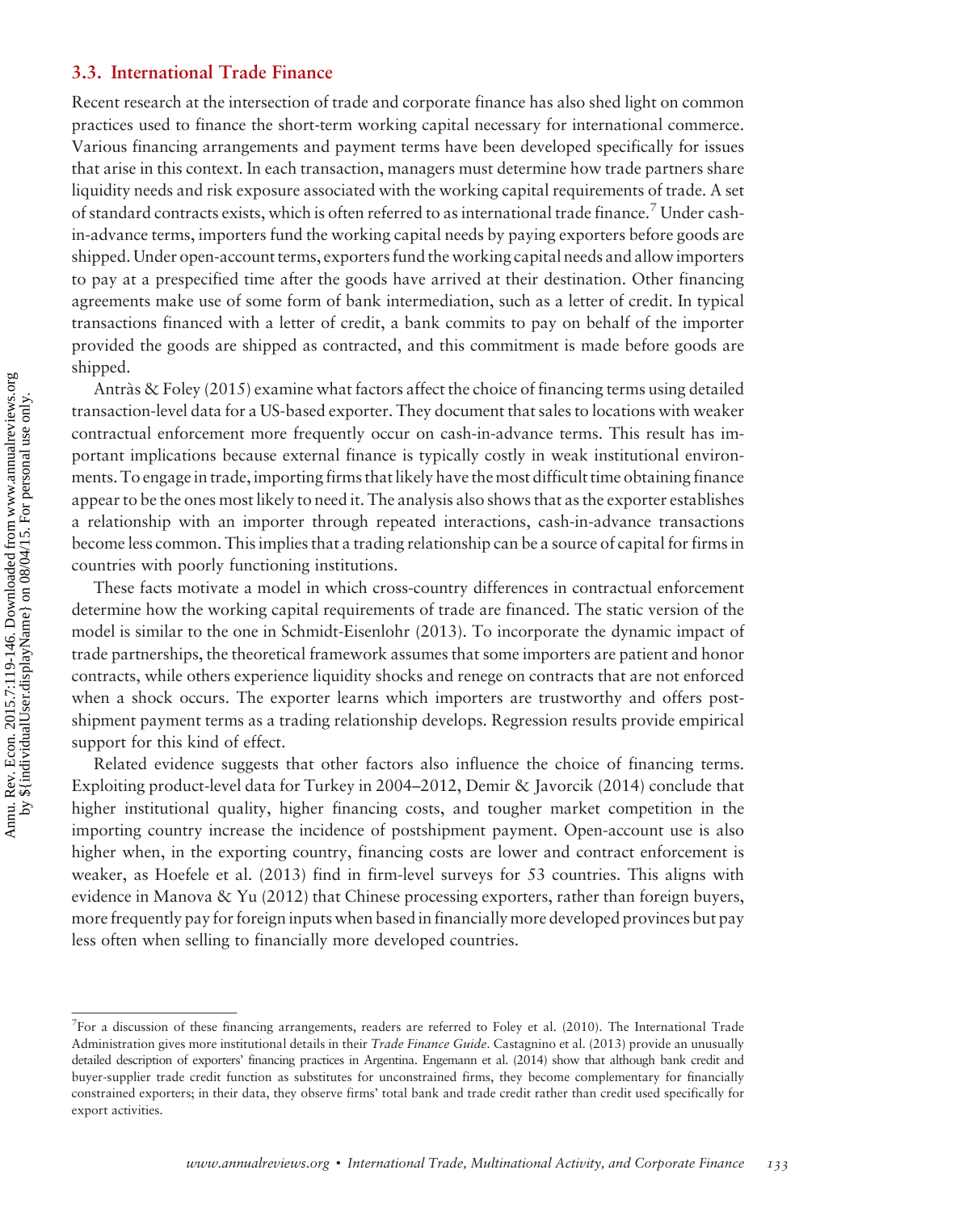### 3.3. International Trade Finance

Recent research at the intersection of trade and corporate finance has also shed light on common practices used to finance the short-term working capital necessary for international commerce. Various financing arrangements and payment terms have been developed specifically for issues that arise in this context. In each transaction, managers must determine how trade partners share liquidity needs and risk exposure associated with the working capital requirements of trade. A set of standard contracts exists, which is often referred to as international trade finance.[7] Under cash-in-advance terms, importers fund the working capital needs by paying exporters before goods are shipped. Under open-account terms, exporters fund the working capital needs and allow importers to pay at a prespecified time after the goods have arrived at their destination. Other financing agreements make use of some form of bank intermediation, such as a letter of credit. In typical transactions financed with a letter of credit, a bank commits to pay on behalf of the importer provided the goods are shipped as contracted, and this commitment is made before goods are shipped.

Antràs & Foley (2015) examine what factors affect the choice of financing terms using detailed transaction-level data for a US-based exporter. They document that sales to locations with weaker contractual enforcement more frequently occur on cash-in-advance terms. This result has important implications because external finance is typically costly in weak institutional environments. To engage in trade, importing firms that likely have the most difficult time obtaining finance appear to be the ones most likely to need it. The analysis also shows that as the exporter establishes a relationship with an importer through repeated interactions, cash-in-advance transactions become less common. This implies that a trading relationship can be a source of capital for firms in countries with poorly functioning institutions.

These facts motivate a model in which cross-country differences in contractual enforcement determine how the working capital requirements of trade are financed. The static version of the model is similar to the one in Schmidt-Eisenlohr (2013). To incorporate the dynamic impact of trade partnerships, the theoretical framework assumes that some importers are patient and honor contracts, while others experience liquidity shocks and renege on contracts that are not enforced when a shock occurs. The exporter learns which importers are trustworthy and offers post-shipment payment terms as a trading relationship develops. Regression results provide empirical support for this kind of effect.

Related evidence suggests that other factors also influence the choice of financing terms. Exploiting product-level data for Turkey in 2004–2012, Demir & Javorcik (2014) conclude that higher institutional quality, higher financing costs, and tougher market competition in the importing country increase the incidence of postshipment payment. Open-account use is also higher when, in the exporting country, financing costs are lower and contract enforcement is weaker, as Hoefele et al. (2013) find in firm-level surveys for 53 countries. This aligns with evidence in Manova & Yu (2012) that Chinese processing exporters, rather than foreign buyers, more frequently pay for foreign inputs when based in financially more developed provinces but pay less often when selling to financially more developed countries.

---

[7]For a discussion of these financing arrangements, readers are referred to Foley et al. (2010). The International Trade Administration gives more institutional details in their *Trade Finance Guide*. Castagnino et al. (2013) provide an unusually detailed description of exporters' financing practices in Argentina. Engemann et al. (2014) show that although bank credit and buyer-supplier trade credit function as substitutes for unconstrained firms, they become complementary for financially constrained exporters; in their data, they observe firms' total bank and trade credit rather than credit used specifically for export activities.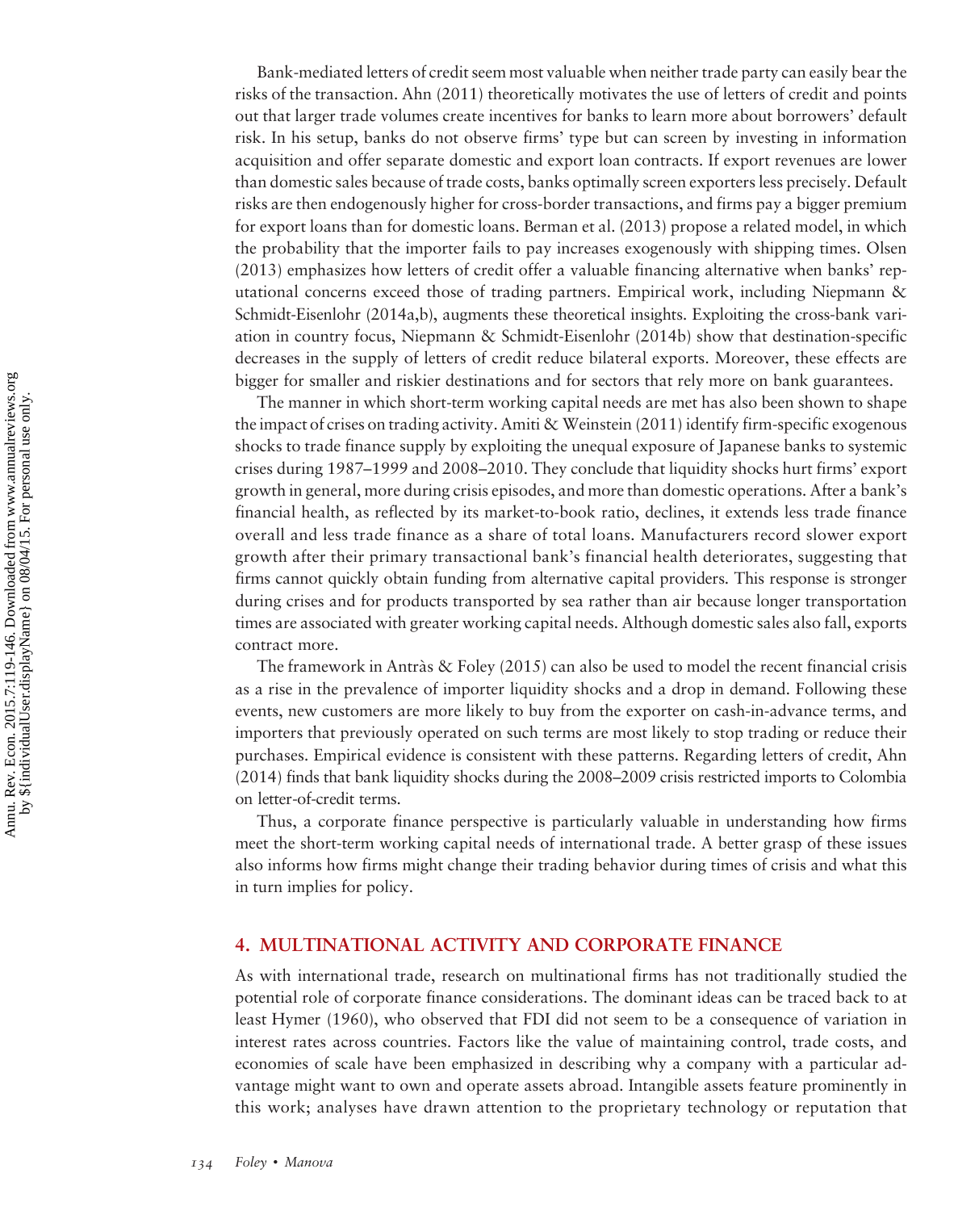Bank-mediated letters of credit seem most valuable when neither trade party can easily bear the risks of the transaction. Ahn (2011) theoretically motivates the use of letters of credit and points out that larger trade volumes create incentives for banks to learn more about borrowers' default risk. In his setup, banks do not observe firms' type but can screen by investing in information acquisition and offer separate domestic and export loan contracts. If export revenues are lower than domestic sales because of trade costs, banks optimally screen exporters less precisely. Default risks are then endogenously higher for cross-border transactions, and firms pay a bigger premium for export loans than for domestic loans. Berman et al. (2013) propose a related model, in which the probability that the importer fails to pay increases exogenously with shipping times. Olsen (2013) emphasizes how letters of credit offer a valuable financing alternative when banks' reputational concerns exceed those of trading partners. Empirical work, including Niepmann & Schmidt-Eisenlohr (2014a,b), augments these theoretical insights. Exploiting the cross-bank variation in country focus, Niepmann & Schmidt-Eisenlohr (2014b) show that destination-specific decreases in the supply of letters of credit reduce bilateral exports. Moreover, these effects are bigger for smaller and riskier destinations and for sectors that rely more on bank guarantees.

The manner in which short-term working capital needs are met has also been shown to shape the impact of crises on trading activity. Amiti & Weinstein (2011) identify firm-specific exogenous shocks to trade finance supply by exploiting the unequal exposure of Japanese banks to systemic crises during 1987–1999 and 2008–2010. They conclude that liquidity shocks hurt firms' export growth in general, more during crisis episodes, and more than domestic operations. After a bank's financial health, as reflected by its market-to-book ratio, declines, it extends less trade finance overall and less trade finance as a share of total loans. Manufacturers record slower export growth after their primary transactional bank's financial health deteriorates, suggesting that firms cannot quickly obtain funding from alternative capital providers. This response is stronger during crises and for products transported by sea rather than air because longer transportation times are associated with greater working capital needs. Although domestic sales also fall, exports contract more.

The framework in Antràs & Foley (2015) can also be used to model the recent financial crisis as a rise in the prevalence of importer liquidity shocks and a drop in demand. Following these events, new customers are more likely to buy from the exporter on cash-in-advance terms, and importers that previously operated on such terms are most likely to stop trading or reduce their purchases. Empirical evidence is consistent with these patterns. Regarding letters of credit, Ahn (2014) finds that bank liquidity shocks during the 2008–2009 crisis restricted imports to Colombia on letter-of-credit terms.

Thus, a corporate finance perspective is particularly valuable in understanding how firms meet the short-term working capital needs of international trade. A better grasp of these issues also informs how firms might change their trading behavior during times of crisis and what this in turn implies for policy.

## 4. MULTINATIONAL ACTIVITY AND CORPORATE FINANCE

As with international trade, research on multinational firms has not traditionally studied the potential role of corporate finance considerations. The dominant ideas can be traced back to at least Hymer (1960), who observed that FDI did not seem to be a consequence of variation in interest rates across countries. Factors like the value of maintaining control, trade costs, and economies of scale have been emphasized in describing why a company with a particular advantage might want to own and operate assets abroad. Intangible assets feature prominently in this work; analyses have drawn attention to the proprietary technology or reputation that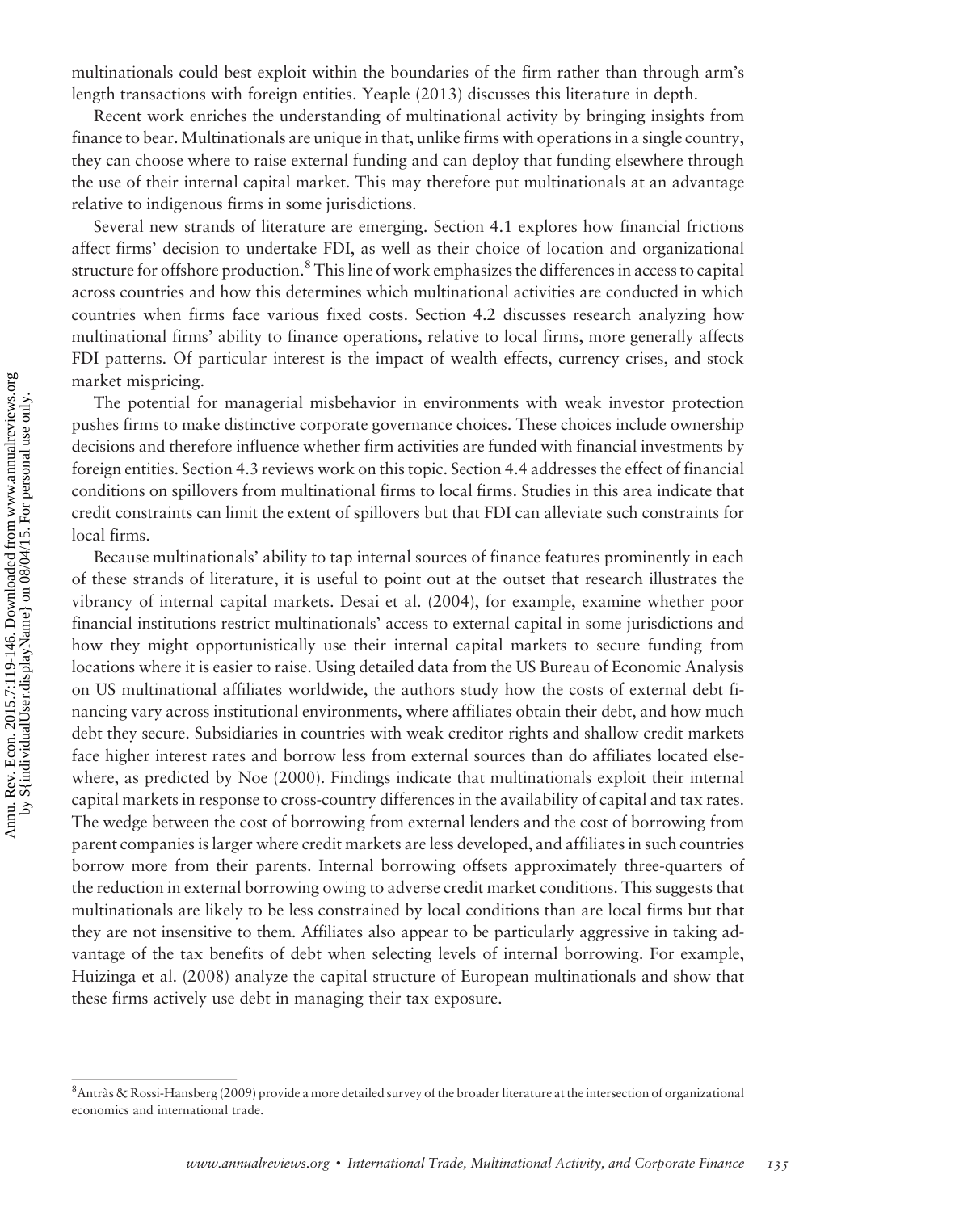multinationals could best exploit within the boundaries of the firm rather than through arm's length transactions with foreign entities. Yeaple (2013) discusses this literature in depth.

Recent work enriches the understanding of multinational activity by bringing insights from finance to bear. Multinationals are unique in that, unlike firms with operations in a single country, they can choose where to raise external funding and can deploy that funding elsewhere through the use of their internal capital market. This may therefore put multinationals at an advantage relative to indigenous firms in some jurisdictions.

Several new strands of literature are emerging. Section 4.1 explores how financial frictions affect firms' decision to undertake FDI, as well as their choice of location and organizational structure for offshore production.[8] This line of work emphasizes the differences in access to capital across countries and how this determines which multinational activities are conducted in which countries when firms face various fixed costs. Section 4.2 discusses research analyzing how multinational firms' ability to finance operations, relative to local firms, more generally affects FDI patterns. Of particular interest is the impact of wealth effects, currency crises, and stock market mispricing.

The potential for managerial misbehavior in environments with weak investor protection pushes firms to make distinctive corporate governance choices. These choices include ownership decisions and therefore influence whether firm activities are funded with financial investments by foreign entities. Section 4.3 reviews work on this topic. Section 4.4 addresses the effect of financial conditions on spillovers from multinational firms to local firms. Studies in this area indicate that credit constraints can limit the extent of spillovers but that FDI can alleviate such constraints for local firms.

Because multinationals' ability to tap internal sources of finance features prominently in each of these strands of literature, it is useful to point out at the outset that research illustrates the vibrancy of internal capital markets. Desai et al. (2004), for example, examine whether poor financial institutions restrict multinationals' access to external capital in some jurisdictions and how they might opportunistically use their internal capital markets to secure funding from locations where it is easier to raise. Using detailed data from the US Bureau of Economic Analysis on US multinational affiliates worldwide, the authors study how the costs of external debt financing vary across institutional environments, where affiliates obtain their debt, and how much debt they secure. Subsidiaries in countries with weak creditor rights and shallow credit markets face higher interest rates and borrow less from external sources than do affiliates located elsewhere, as predicted by Noe (2000). Findings indicate that multinationals exploit their internal capital markets in response to cross-country differences in the availability of capital and tax rates. The wedge between the cost of borrowing from external lenders and the cost of borrowing from parent companies is larger where credit markets are less developed, and affiliates in such countries borrow more from their parents. Internal borrowing offsets approximately three-quarters of the reduction in external borrowing owing to adverse credit market conditions. This suggests that multinationals are likely to be less constrained by local conditions than are local firms but that they are not insensitive to them. Affiliates also appear to be particularly aggressive in taking advantage of the tax benefits of debt when selecting levels of internal borrowing. For example, Huizinga et al. (2008) analyze the capital structure of European multinationals and show that these firms actively use debt in managing their tax exposure.

[8] Antràs & Rossi-Hansberg (2009) provide a more detailed survey of the broader literature at the intersection of organizational economics and international trade.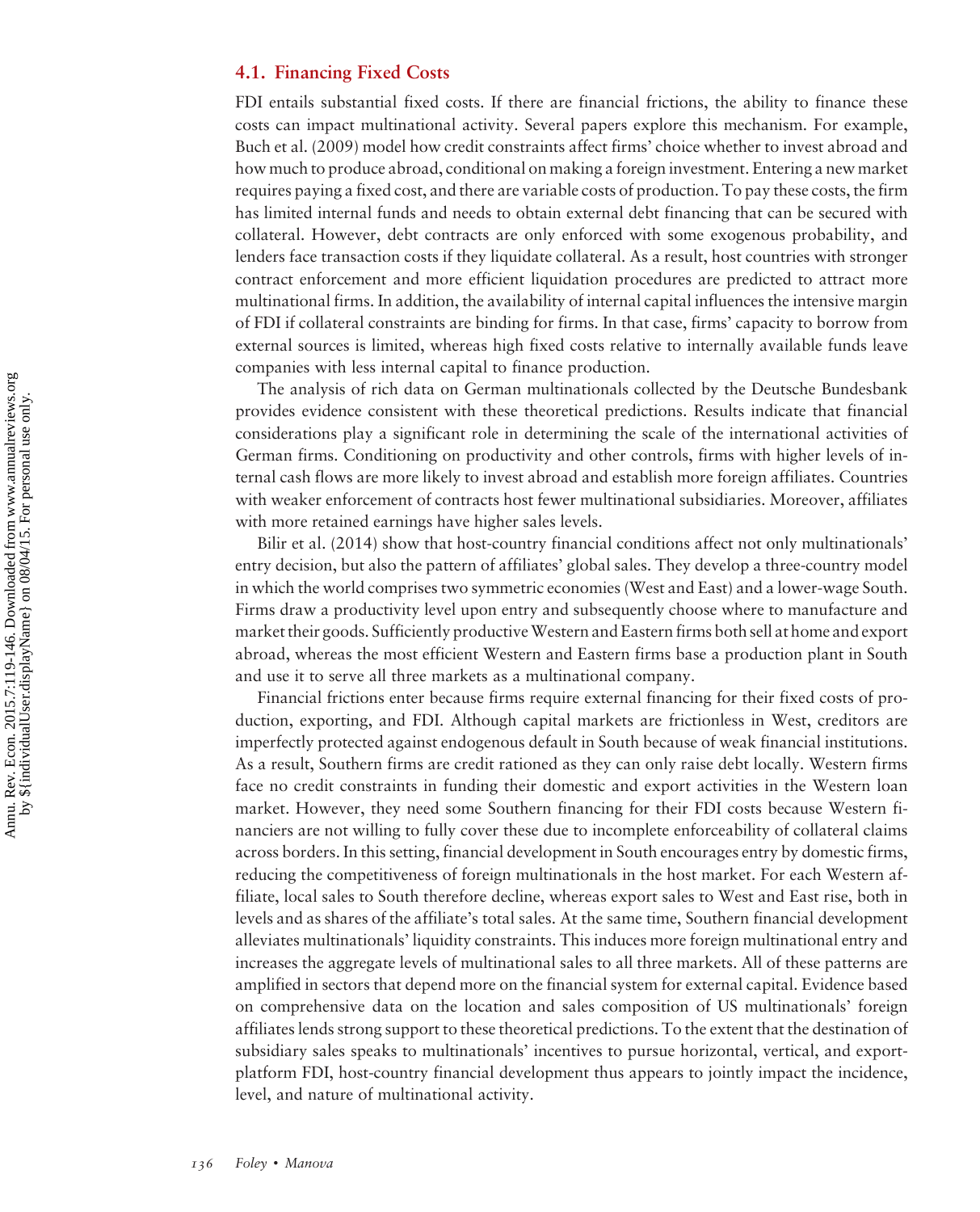### 4.1. Financing Fixed Costs

FDI entails substantial fixed costs. If there are financial frictions, the ability to finance these costs can impact multinational activity. Several papers explore this mechanism. For example, Buch et al. (2009) model how credit constraints affect firms' choice whether to invest abroad and how much to produce abroad, conditional on making a foreign investment. Entering a new market requires paying a fixed cost, and there are variable costs of production. To pay these costs, the firm has limited internal funds and needs to obtain external debt financing that can be secured with collateral. However, debt contracts are only enforced with some exogenous probability, and lenders face transaction costs if they liquidate collateral. As a result, host countries with stronger contract enforcement and more efficient liquidation procedures are predicted to attract more multinational firms. In addition, the availability of internal capital influences the intensive margin of FDI if collateral constraints are binding for firms. In that case, firms' capacity to borrow from external sources is limited, whereas high fixed costs relative to internally available funds leave companies with less internal capital to finance production.

The analysis of rich data on German multinationals collected by the Deutsche Bundesbank provides evidence consistent with these theoretical predictions. Results indicate that financial considerations play a significant role in determining the scale of the international activities of German firms. Conditioning on productivity and other controls, firms with higher levels of internal cash flows are more likely to invest abroad and establish more foreign affiliates. Countries with weaker enforcement of contracts host fewer multinational subsidiaries. Moreover, affiliates with more retained earnings have higher sales levels.

Bilir et al. (2014) show that host-country financial conditions affect not only multinationals' entry decision, but also the pattern of affiliates' global sales. They develop a three-country model in which the world comprises two symmetric economies (West and East) and a lower-wage South. Firms draw a productivity level upon entry and subsequently choose where to manufacture and market their goods. Sufficiently productive Western and Eastern firms both sell at home and export abroad, whereas the most efficient Western and Eastern firms base a production plant in South and use it to serve all three markets as a multinational company.

Financial frictions enter because firms require external financing for their fixed costs of production, exporting, and FDI. Although capital markets are frictionless in West, creditors are imperfectly protected against endogenous default in South because of weak financial institutions. As a result, Southern firms are credit rationed as they can only raise debt locally. Western firms face no credit constraints in funding their domestic and export activities in the Western loan market. However, they need some Southern financing for their FDI costs because Western financiers are not willing to fully cover these due to incomplete enforceability of collateral claims across borders. In this setting, financial development in South encourages entry by domestic firms, reducing the competitiveness of foreign multinationals in the host market. For each Western affiliate, local sales to South therefore decline, whereas export sales to West and East rise, both in levels and as shares of the affiliate's total sales. At the same time, Southern financial development alleviates multinationals' liquidity constraints. This induces more foreign multinational entry and increases the aggregate levels of multinational sales to all three markets. All of these patterns are amplified in sectors that depend more on the financial system for external capital. Evidence based on comprehensive data on the location and sales composition of US multinationals' foreign affiliates lends strong support to these theoretical predictions. To the extent that the destination of subsidiary sales speaks to multinationals' incentives to pursue horizontal, vertical, and export-platform FDI, host-country financial development thus appears to jointly impact the incidence, level, and nature of multinational activity.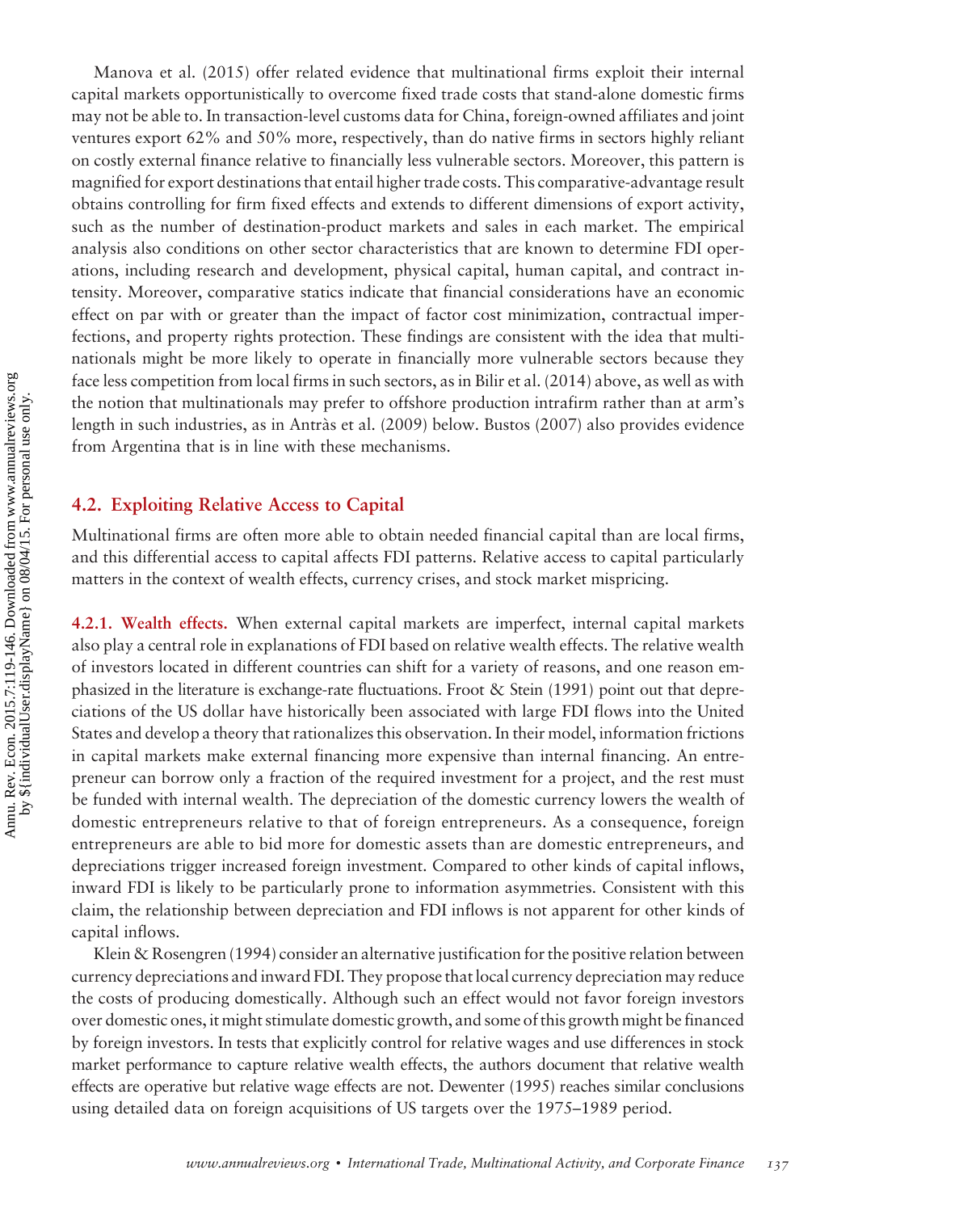Manova et al. (2015) offer related evidence that multinational firms exploit their internal capital markets opportunistically to overcome fixed trade costs that stand-alone domestic firms may not be able to. In transaction-level customs data for China, foreign-owned affiliates and joint ventures export 62% and 50% more, respectively, than do native firms in sectors highly reliant on costly external finance relative to financially less vulnerable sectors. Moreover, this pattern is magnified for export destinations that entail higher trade costs. This comparative-advantage result obtains controlling for firm fixed effects and extends to different dimensions of export activity, such as the number of destination-product markets and sales in each market. The empirical analysis also conditions on other sector characteristics that are known to determine FDI operations, including research and development, physical capital, human capital, and contract intensity. Moreover, comparative statics indicate that financial considerations have an economic effect on par with or greater than the impact of factor cost minimization, contractual imperfections, and property rights protection. These findings are consistent with the idea that multinationals might be more likely to operate in financially more vulnerable sectors because they face less competition from local firms in such sectors, as in Bilir et al. (2014) above, as well as with the notion that multinationals may prefer to offshore production intrafirm rather than at arm's length in such industries, as in Antràs et al. (2009) below. Bustos (2007) also provides evidence from Argentina that is in line with these mechanisms.

## 4.2. Exploiting Relative Access to Capital

Multinational firms are often more able to obtain needed financial capital than are local firms, and this differential access to capital affects FDI patterns. Relative access to capital particularly matters in the context of wealth effects, currency crises, and stock market mispricing.

**4.2.1. Wealth effects.** When external capital markets are imperfect, internal capital markets also play a central role in explanations of FDI based on relative wealth effects. The relative wealth of investors located in different countries can shift for a variety of reasons, and one reason emphasized in the literature is exchange-rate fluctuations. Froot & Stein (1991) point out that depreciations of the US dollar have historically been associated with large FDI flows into the United States and develop a theory that rationalizes this observation. In their model, information frictions in capital markets make external financing more expensive than internal financing. An entrepreneur can borrow only a fraction of the required investment for a project, and the rest must be funded with internal wealth. The depreciation of the domestic currency lowers the wealth of domestic entrepreneurs relative to that of foreign entrepreneurs. As a consequence, foreign entrepreneurs are able to bid more for domestic assets than are domestic entrepreneurs, and depreciations trigger increased foreign investment. Compared to other kinds of capital inflows, inward FDI is likely to be particularly prone to information asymmetries. Consistent with this claim, the relationship between depreciation and FDI inflows is not apparent for other kinds of capital inflows.

Klein & Rosengren (1994) consider an alternative justification for the positive relation between currency depreciations and inward FDI. They propose that local currency depreciation may reduce the costs of producing domestically. Although such an effect would not favor foreign investors over domestic ones, it might stimulate domestic growth, and some of this growth might be financed by foreign investors. In tests that explicitly control for relative wages and use differences in stock market performance to capture relative wealth effects, the authors document that relative wealth effects are operative but relative wage effects are not. Dewenter (1995) reaches similar conclusions using detailed data on foreign acquisitions of US targets over the 1975–1989 period.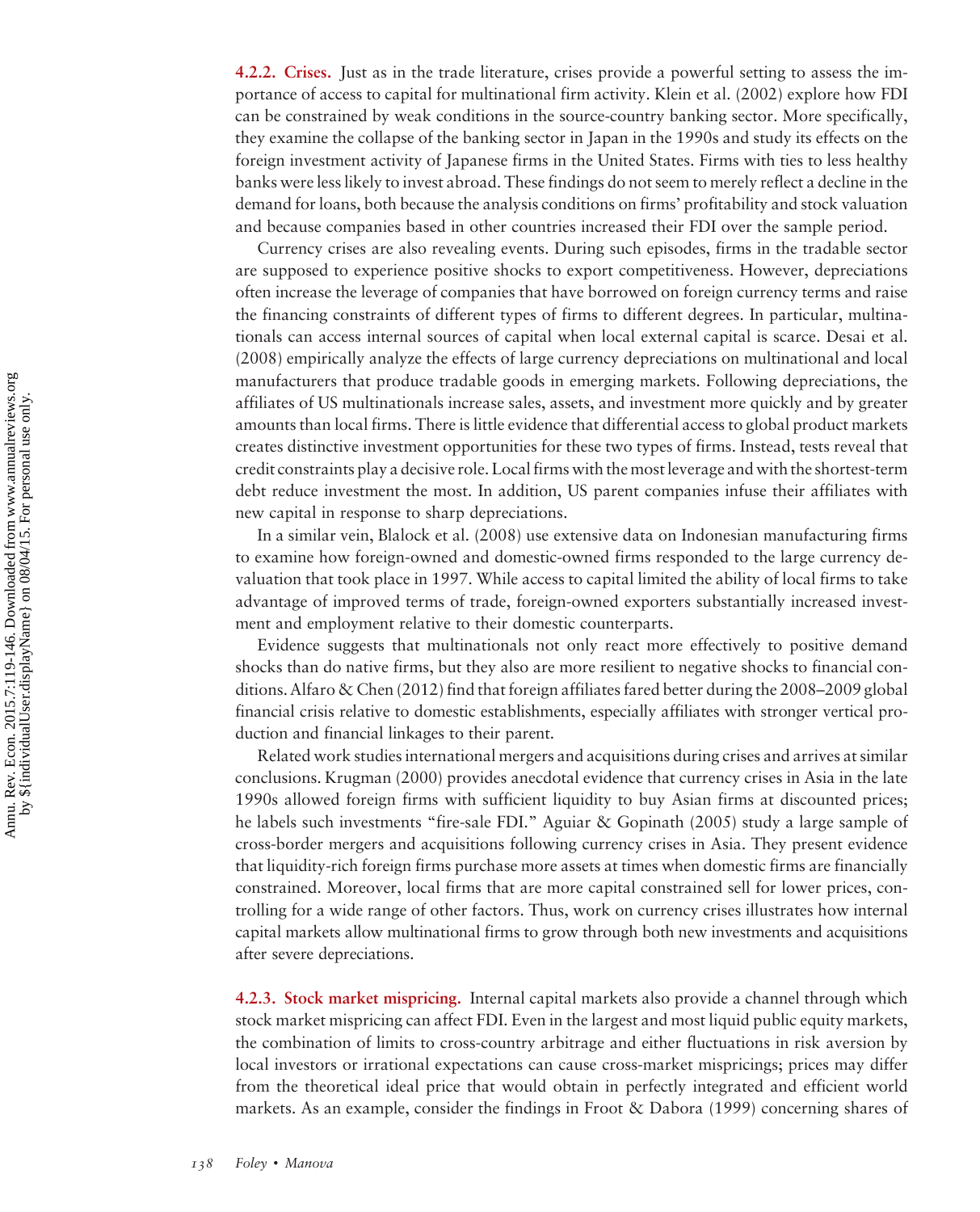**4.2.2. Crises.** Just as in the trade literature, crises provide a powerful setting to assess the importance of access to capital for multinational firm activity. Klein et al. (2002) explore how FDI can be constrained by weak conditions in the source-country banking sector. More specifically, they examine the collapse of the banking sector in Japan in the 1990s and study its effects on the foreign investment activity of Japanese firms in the United States. Firms with ties to less healthy banks were less likely to invest abroad. These findings do not seem to merely reflect a decline in the demand for loans, both because the analysis conditions on firms' profitability and stock valuation and because companies based in other countries increased their FDI over the sample period.

Currency crises are also revealing events. During such episodes, firms in the tradable sector are supposed to experience positive shocks to export competitiveness. However, depreciations often increase the leverage of companies that have borrowed on foreign currency terms and raise the financing constraints of different types of firms to different degrees. In particular, multinationals can access internal sources of capital when local external capital is scarce. Desai et al. (2008) empirically analyze the effects of large currency depreciations on multinational and local manufacturers that produce tradable goods in emerging markets. Following depreciations, the affiliates of US multinationals increase sales, assets, and investment more quickly and by greater amounts than local firms. There is little evidence that differential access to global product markets creates distinctive investment opportunities for these two types of firms. Instead, tests reveal that credit constraints play a decisive role. Local firms with the most leverage and with the shortest-term debt reduce investment the most. In addition, US parent companies infuse their affiliates with new capital in response to sharp depreciations.

In a similar vein, Blalock et al. (2008) use extensive data on Indonesian manufacturing firms to examine how foreign-owned and domestic-owned firms responded to the large currency devaluation that took place in 1997. While access to capital limited the ability of local firms to take advantage of improved terms of trade, foreign-owned exporters substantially increased investment and employment relative to their domestic counterparts.

Evidence suggests that multinationals not only react more effectively to positive demand shocks than do native firms, but they also are more resilient to negative shocks to financial conditions. Alfaro & Chen (2012) find that foreign affiliates fared better during the 2008–2009 global financial crisis relative to domestic establishments, especially affiliates with stronger vertical production and financial linkages to their parent.

Related work studies international mergers and acquisitions during crises and arrives at similar conclusions. Krugman (2000) provides anecdotal evidence that currency crises in Asia in the late 1990s allowed foreign firms with sufficient liquidity to buy Asian firms at discounted prices; he labels such investments "fire-sale FDI." Aguiar & Gopinath (2005) study a large sample of cross-border mergers and acquisitions following currency crises in Asia. They present evidence that liquidity-rich foreign firms purchase more assets at times when domestic firms are financially constrained. Moreover, local firms that are more capital constrained sell for lower prices, controlling for a wide range of other factors. Thus, work on currency crises illustrates how internal capital markets allow multinational firms to grow through both new investments and acquisitions after severe depreciations.

**4.2.3. Stock market mispricing.** Internal capital markets also provide a channel through which stock market mispricing can affect FDI. Even in the largest and most liquid public equity markets, the combination of limits to cross-country arbitrage and either fluctuations in risk aversion by local investors or irrational expectations can cause cross-market mispricings; prices may differ from the theoretical ideal price that would obtain in perfectly integrated and efficient world markets. As an example, consider the findings in Froot & Dabora (1999) concerning shares of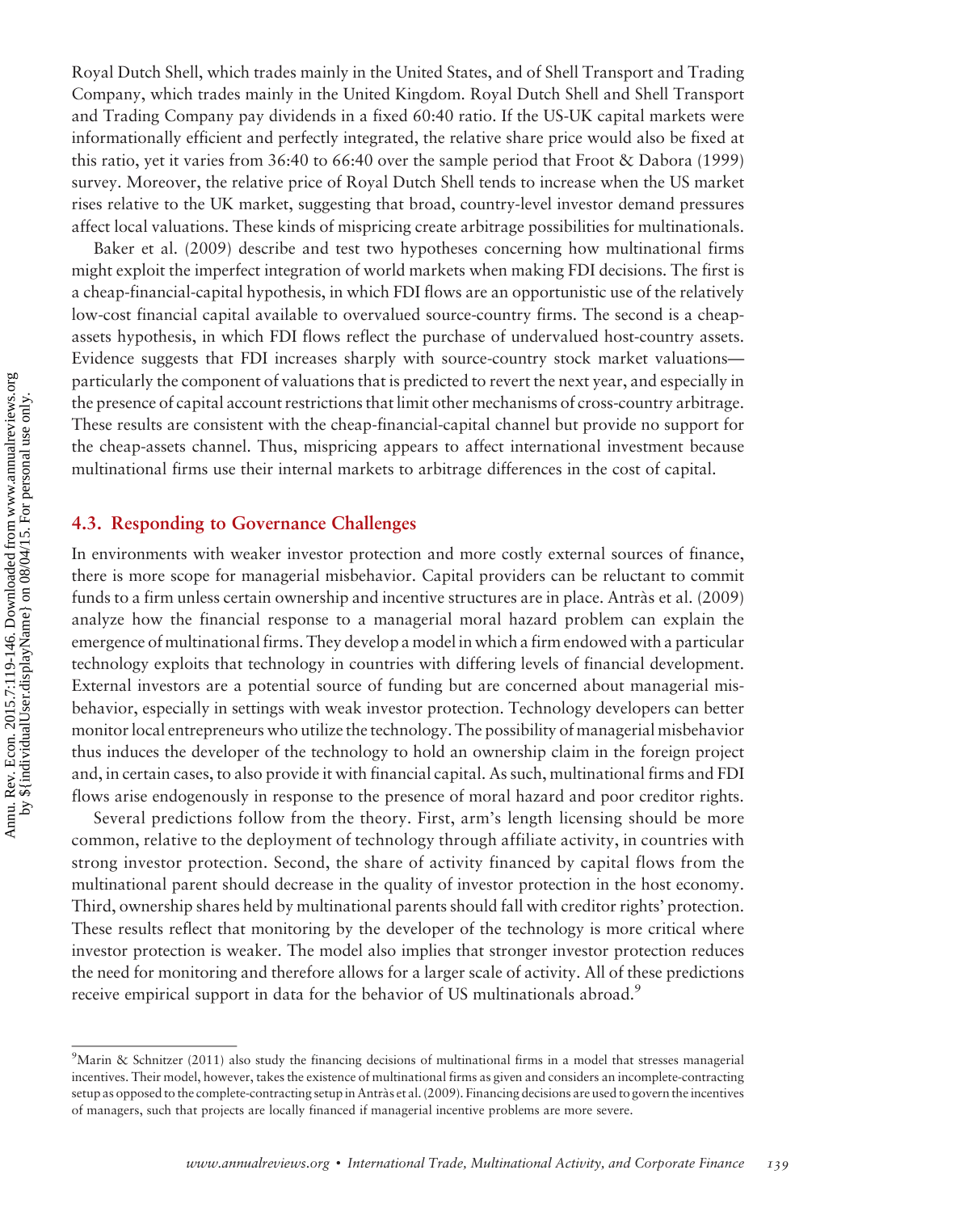Royal Dutch Shell, which trades mainly in the United States, and of Shell Transport and Trading Company, which trades mainly in the United Kingdom. Royal Dutch Shell and Shell Transport and Trading Company pay dividends in a fixed 60:40 ratio. If the US-UK capital markets were informationally efficient and perfectly integrated, the relative share price would also be fixed at this ratio, yet it varies from 36:40 to 66:40 over the sample period that Froot & Dabora (1999) survey. Moreover, the relative price of Royal Dutch Shell tends to increase when the US market rises relative to the UK market, suggesting that broad, country-level investor demand pressures affect local valuations. These kinds of mispricing create arbitrage possibilities for multinationals.

Baker et al. (2009) describe and test two hypotheses concerning how multinational firms might exploit the imperfect integration of world markets when making FDI decisions. The first is a cheap-financial-capital hypothesis, in which FDI flows are an opportunistic use of the relatively low-cost financial capital available to overvalued source-country firms. The second is a cheap-assets hypothesis, in which FDI flows reflect the purchase of undervalued host-country assets. Evidence suggests that FDI increases sharply with source-country stock market valuations—particularly the component of valuations that is predicted to revert the next year, and especially in the presence of capital account restrictions that limit other mechanisms of cross-country arbitrage. These results are consistent with the cheap-financial-capital channel but provide no support for the cheap-assets channel. Thus, mispricing appears to affect international investment because multinational firms use their internal markets to arbitrage differences in the cost of capital.

## 4.3. Responding to Governance Challenges

In environments with weaker investor protection and more costly external sources of finance, there is more scope for managerial misbehavior. Capital providers can be reluctant to commit funds to a firm unless certain ownership and incentive structures are in place. Antràs et al. (2009) analyze how the financial response to a managerial moral hazard problem can explain the emergence of multinational firms. They develop a model in which a firm endowed with a particular technology exploits that technology in countries with differing levels of financial development. External investors are a potential source of funding but are concerned about managerial misbehavior, especially in settings with weak investor protection. Technology developers can better monitor local entrepreneurs who utilize the technology. The possibility of managerial misbehavior thus induces the developer of the technology to hold an ownership claim in the foreign project and, in certain cases, to also provide it with financial capital. As such, multinational firms and FDI flows arise endogenously in response to the presence of moral hazard and poor creditor rights.

Several predictions follow from the theory. First, arm's length licensing should be more common, relative to the deployment of technology through affiliate activity, in countries with strong investor protection. Second, the share of activity financed by capital flows from the multinational parent should decrease in the quality of investor protection in the host economy. Third, ownership shares held by multinational parents should fall with creditor rights' protection. These results reflect that monitoring by the developer of the technology is more critical where investor protection is weaker. The model also implies that stronger investor protection reduces the need for monitoring and therefore allows for a larger scale of activity. All of these predictions receive empirical support in data for the behavior of US multinationals abroad.[9]

[9]Marin & Schnitzer (2011) also study the financing decisions of multinational firms in a model that stresses managerial incentives. Their model, however, takes the existence of multinational firms as given and considers an incomplete-contracting setup as opposed to the complete-contracting setup in Antràs et al. (2009). Financing decisions are used to govern the incentives of managers, such that projects are locally financed if managerial incentive problems are more severe.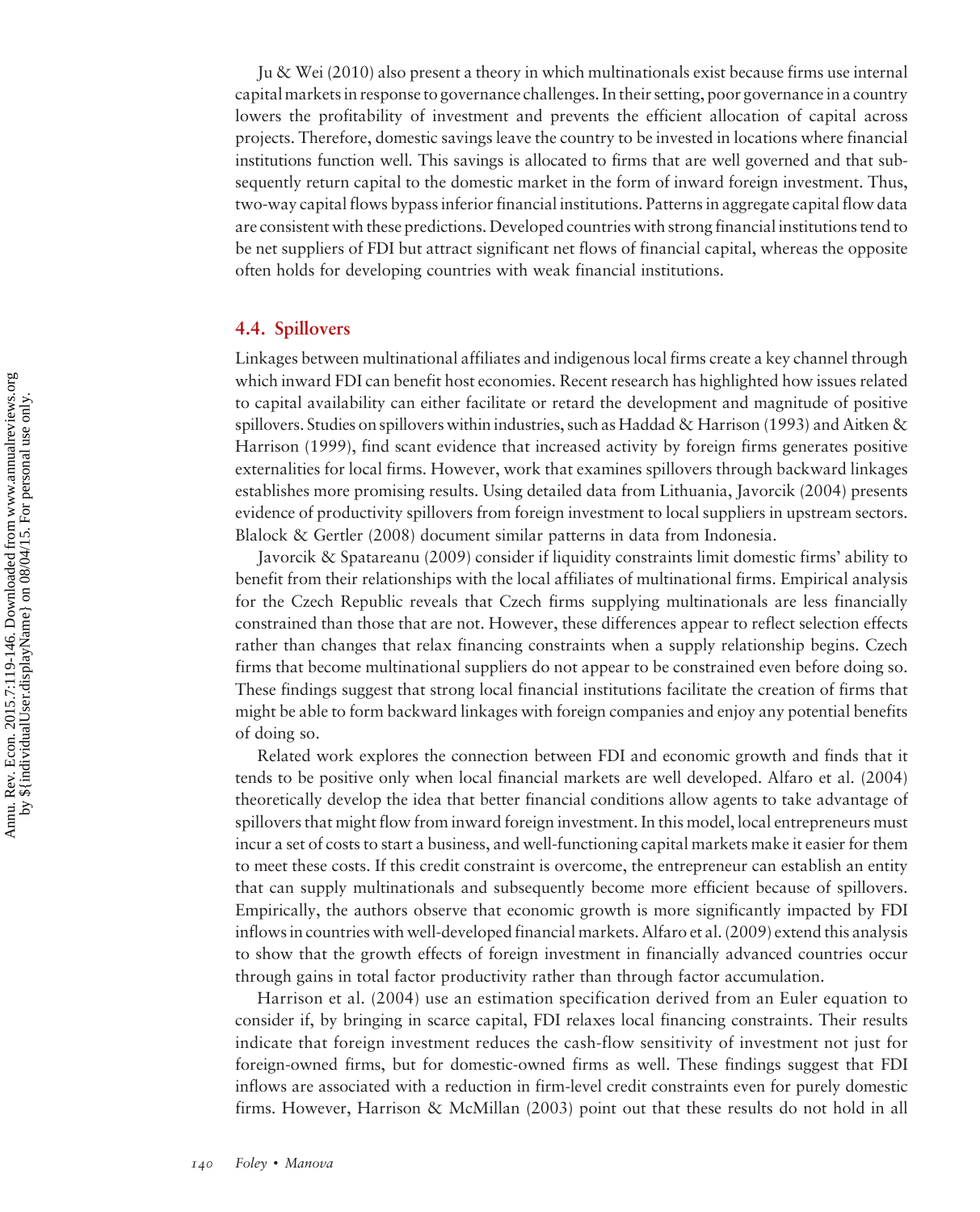Ju & Wei (2010) also present a theory in which multinationals exist because firms use internal capital markets in response to governance challenges. In their setting, poor governance in a country lowers the profitability of investment and prevents the efficient allocation of capital across projects. Therefore, domestic savings leave the country to be invested in locations where financial institutions function well. This savings is allocated to firms that are well governed and that subsequently return capital to the domestic market in the form of inward foreign investment. Thus, two-way capital flows bypass inferior financial institutions. Patterns in aggregate capital flow data are consistent with these predictions. Developed countries with strong financial institutions tend to be net suppliers of FDI but attract significant net flows of financial capital, whereas the opposite often holds for developing countries with weak financial institutions.

### 4.4. Spillovers

Linkages between multinational affiliates and indigenous local firms create a key channel through which inward FDI can benefit host economies. Recent research has highlighted how issues related to capital availability can either facilitate or retard the development and magnitude of positive spillovers. Studies on spillovers within industries, such as Haddad & Harrison (1993) and Aitken & Harrison (1999), find scant evidence that increased activity by foreign firms generates positive externalities for local firms. However, work that examines spillovers through backward linkages establishes more promising results. Using detailed data from Lithuania, Javorcik (2004) presents evidence of productivity spillovers from foreign investment to local suppliers in upstream sectors. Blalock & Gertler (2008) document similar patterns in data from Indonesia.

Javorcik & Spatareanu (2009) consider if liquidity constraints limit domestic firms' ability to benefit from their relationships with the local affiliates of multinational firms. Empirical analysis for the Czech Republic reveals that Czech firms supplying multinationals are less financially constrained than those that are not. However, these differences appear to reflect selection effects rather than changes that relax financing constraints when a supply relationship begins. Czech firms that become multinational suppliers do not appear to be constrained even before doing so. These findings suggest that strong local financial institutions facilitate the creation of firms that might be able to form backward linkages with foreign companies and enjoy any potential benefits of doing so.

Related work explores the connection between FDI and economic growth and finds that it tends to be positive only when local financial markets are well developed. Alfaro et al. (2004) theoretically develop the idea that better financial conditions allow agents to take advantage of spillovers that might flow from inward foreign investment. In this model, local entrepreneurs must incur a set of costs to start a business, and well-functioning capital markets make it easier for them to meet these costs. If this credit constraint is overcome, the entrepreneur can establish an entity that can supply multinationals and subsequently become more efficient because of spillovers. Empirically, the authors observe that economic growth is more significantly impacted by FDI inflows in countries with well-developed financial markets. Alfaro et al. (2009) extend this analysis to show that the growth effects of foreign investment in financially advanced countries occur through gains in total factor productivity rather than through factor accumulation.

Harrison et al. (2004) use an estimation specification derived from an Euler equation to consider if, by bringing in scarce capital, FDI relaxes local financing constraints. Their results indicate that foreign investment reduces the cash-flow sensitivity of investment not just for foreign-owned firms, but for domestic-owned firms as well. These findings suggest that FDI inflows are associated with a reduction in firm-level credit constraints even for purely domestic firms. However, Harrison & McMillan (2003) point out that these results do not hold in all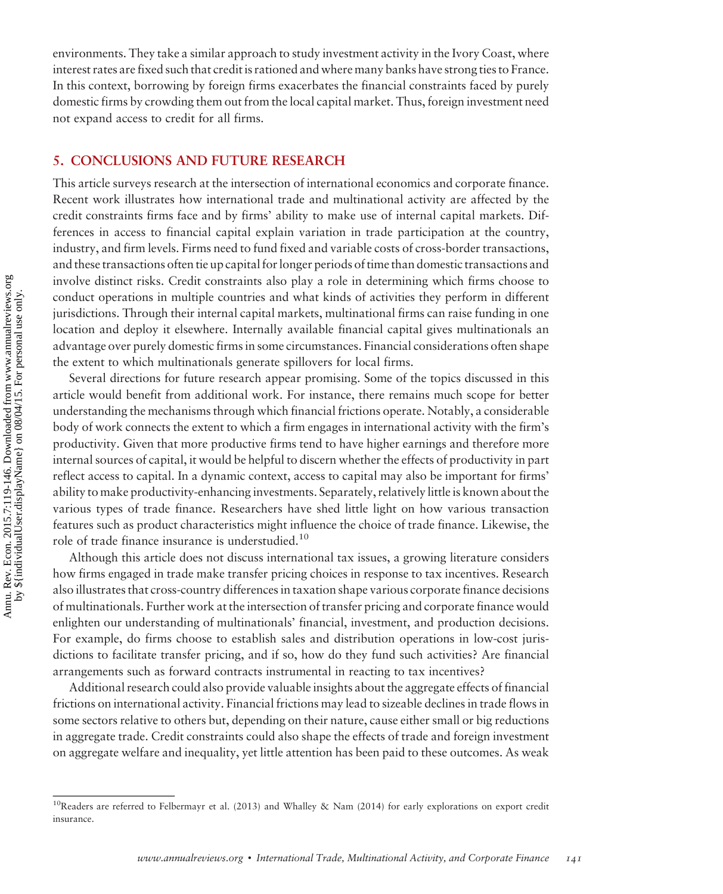environments. They take a similar approach to study investment activity in the Ivory Coast, where interest rates are fixed such that credit is rationed and where many banks have strong ties to France. In this context, borrowing by foreign firms exacerbates the financial constraints faced by purely domestic firms by crowding them out from the local capital market. Thus, foreign investment need not expand access to credit for all firms.

## 5. CONCLUSIONS AND FUTURE RESEARCH

This article surveys research at the intersection of international economics and corporate finance. Recent work illustrates how international trade and multinational activity are affected by the credit constraints firms face and by firms' ability to make use of internal capital markets. Differences in access to financial capital explain variation in trade participation at the country, industry, and firm levels. Firms need to fund fixed and variable costs of cross-border transactions, and these transactions often tie up capital for longer periods of time than domestic transactions and involve distinct risks. Credit constraints also play a role in determining which firms choose to conduct operations in multiple countries and what kinds of activities they perform in different jurisdictions. Through their internal capital markets, multinational firms can raise funding in one location and deploy it elsewhere. Internally available financial capital gives multinationals an advantage over purely domestic firms in some circumstances. Financial considerations often shape the extent to which multinationals generate spillovers for local firms.

Several directions for future research appear promising. Some of the topics discussed in this article would benefit from additional work. For instance, there remains much scope for better understanding the mechanisms through which financial frictions operate. Notably, a considerable body of work connects the extent to which a firm engages in international activity with the firm's productivity. Given that more productive firms tend to have higher earnings and therefore more internal sources of capital, it would be helpful to discern whether the effects of productivity in part reflect access to capital. In a dynamic context, access to capital may also be important for firms' ability to make productivity-enhancing investments. Separately, relatively little is known about the various types of trade finance. Researchers have shed little light on how various transaction features such as product characteristics might influence the choice of trade finance. Likewise, the role of trade finance insurance is understudied.[10]

Although this article does not discuss international tax issues, a growing literature considers how firms engaged in trade make transfer pricing choices in response to tax incentives. Research also illustrates that cross-country differences in taxation shape various corporate finance decisions of multinationals. Further work at the intersection of transfer pricing and corporate finance would enlighten our understanding of multinationals' financial, investment, and production decisions. For example, do firms choose to establish sales and distribution operations in low-cost jurisdictions to facilitate transfer pricing, and if so, how do they fund such activities? Are financial arrangements such as forward contracts instrumental in reacting to tax incentives?

Additional research could also provide valuable insights about the aggregate effects of financial frictions on international activity. Financial frictions may lead to sizeable declines in trade flows in some sectors relative to others but, depending on their nature, cause either small or big reductions in aggregate trade. Credit constraints could also shape the effects of trade and foreign investment on aggregate welfare and inequality, yet little attention has been paid to these outcomes. As weak

[10]Readers are referred to Felbermayr et al. (2013) and Whalley & Nam (2014) for early explorations on export credit insurance.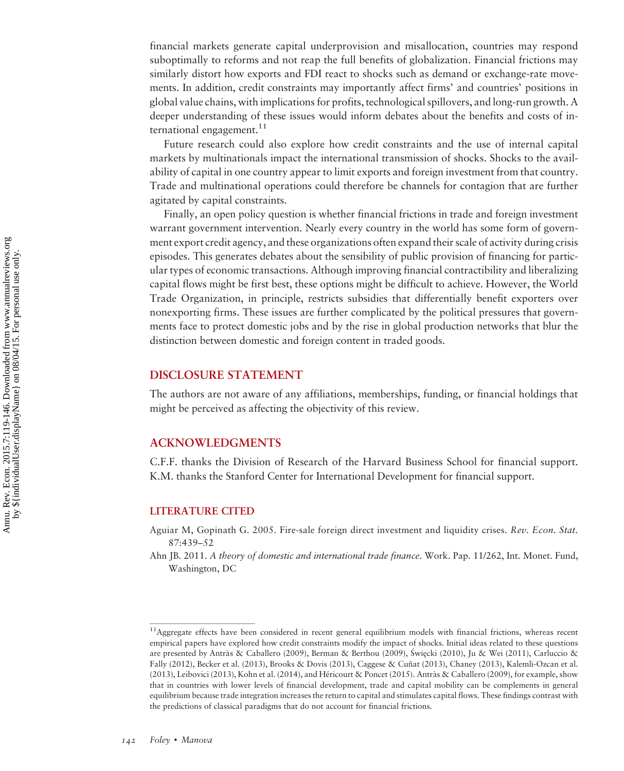financial markets generate capital underprovision and misallocation, countries may respond suboptimally to reforms and not reap the full benefits of globalization. Financial frictions may similarly distort how exports and FDI react to shocks such as demand or exchange-rate movements. In addition, credit constraints may importantly affect firms' and countries' positions in global value chains, with implications for profits, technological spillovers, and long-run growth. A deeper understanding of these issues would inform debates about the benefits and costs of international engagement.[11]

Future research could also explore how credit constraints and the use of internal capital markets by multinationals impact the international transmission of shocks. Shocks to the availability of capital in one country appear to limit exports and foreign investment from that country. Trade and multinational operations could therefore be channels for contagion that are further agitated by capital constraints.

Finally, an open policy question is whether financial frictions in trade and foreign investment warrant government intervention. Nearly every country in the world has some form of government export credit agency, and these organizations often expand their scale of activity during crisis episodes. This generates debates about the sensibility of public provision of financing for particular types of economic transactions. Although improving financial contractibility and liberalizing capital flows might be first best, these options might be difficult to achieve. However, the World Trade Organization, in principle, restricts subsidies that differentially benefit exporters over nonexporting firms. These issues are further complicated by the political pressures that governments face to protect domestic jobs and by the rise in global production networks that blur the distinction between domestic and foreign content in traded goods.

## DISCLOSURE STATEMENT

The authors are not aware of any affiliations, memberships, funding, or financial holdings that might be perceived as affecting the objectivity of this review.

## ACKNOWLEDGMENTS

C.F.F. thanks the Division of Research of the Harvard Business School for financial support. K.M. thanks the Stanford Center for International Development for financial support.

## LITERATURE CITED

Aguiar M, Gopinath G. 2005. Fire-sale foreign direct investment and liquidity crises. *Rev. Econ. Stat.* 87:439–52

Ahn JB. 2011. *A theory of domestic and international trade finance*. Work. Pap. 11/262, Int. Monet. Fund, Washington, DC

---

[11]Aggregate effects have been considered in recent general equilibrium models with financial frictions, whereas recent empirical papers have explored how credit constraints modify the impact of shocks. Initial ideas related to these questions are presented by Antràs & Caballero (2009), Berman & Berthou (2009), Święcki (2010), Ju & Wei (2011), Carluccio & Fally (2012), Becker et al. (2013), Brooks & Dovis (2013), Caggese & Cuñat (2013), Chaney (2013), Kalemli-Ozcan et al. (2013), Leibovici (2013), Kohn et al. (2014), and Héricourt & Poncet (2015). Antràs & Caballero (2009), for example, show that in countries with lower levels of financial development, trade and capital mobility can be complements in general equilibrium because trade integration increases the return to capital and stimulates capital flows. These findings contrast with the predictions of classical paradigms that do not account for financial frictions.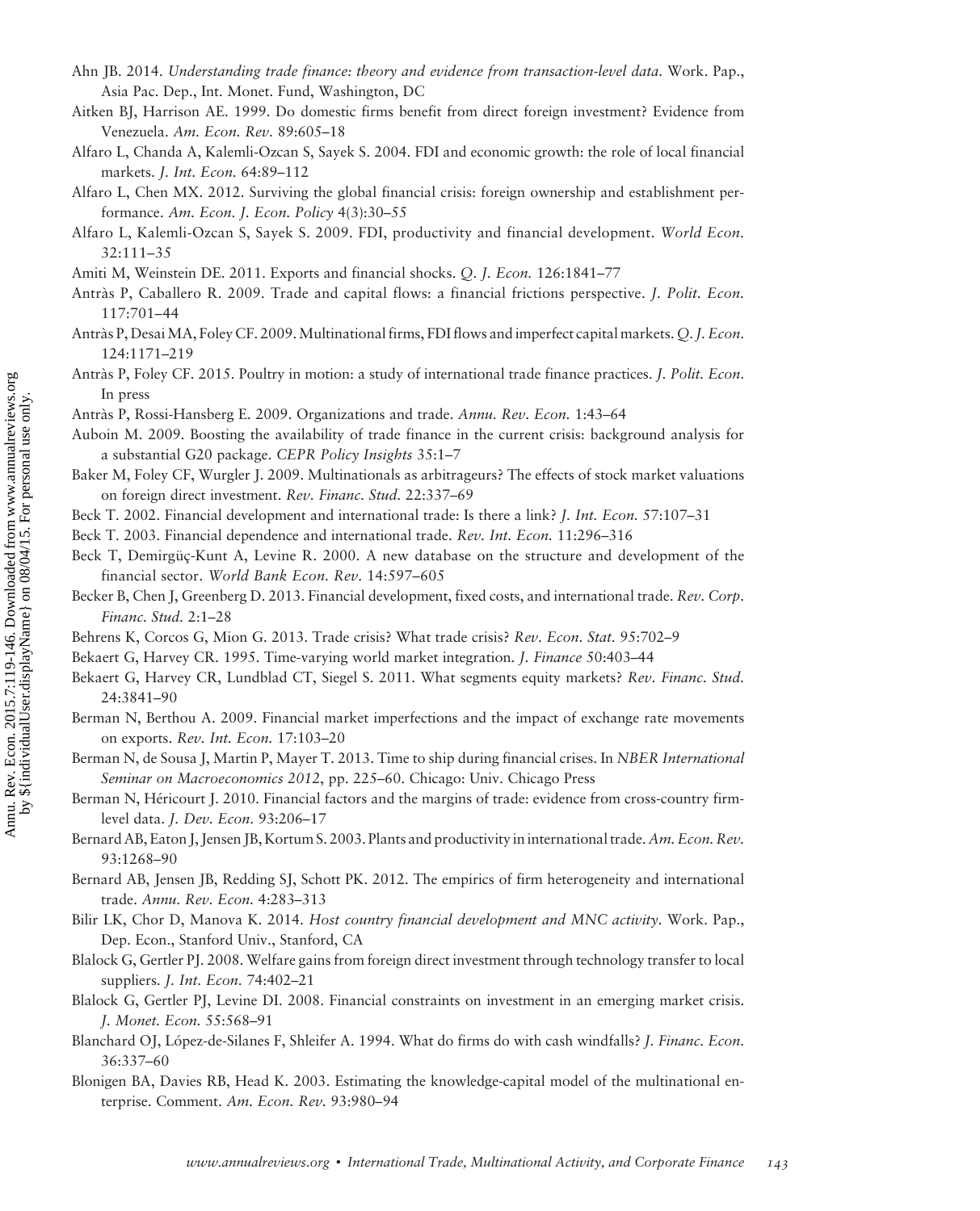Ahn JB. 2014. *Understanding trade finance: theory and evidence from transaction-level data.* Work. Pap., Asia Pac. Dep., Int. Monet. Fund, Washington, DC

Aitken BJ, Harrison AE. 1999. Do domestic firms benefit from direct foreign investment? Evidence from Venezuela. *Am. Econ. Rev.* 89:605–18

Alfaro L, Chanda A, Kalemli-Ozcan S, Sayek S. 2004. FDI and economic growth: the role of local financial markets. *J. Int. Econ.* 64:89–112

Alfaro L, Chen MX. 2012. Surviving the global financial crisis: foreign ownership and establishment performance. *Am. Econ. J. Econ. Policy* 4(3):30–55

Alfaro L, Kalemli-Ozcan S, Sayek S. 2009. FDI, productivity and financial development. *World Econ.* 32:111–35

Amiti M, Weinstein DE. 2011. Exports and financial shocks. *Q. J. Econ.* 126:1841–77

Antràs P, Caballero R. 2009. Trade and capital flows: a financial frictions perspective. *J. Polit. Econ.* 117:701–44

Antràs P, Desai MA, Foley CF. 2009. Multinational firms, FDI flows and imperfect capital markets. *Q. J. Econ.* 124:1171–219

Antràs P, Foley CF. 2015. Poultry in motion: a study of international trade finance practices. *J. Polit. Econ.* In press

Antràs P, Rossi-Hansberg E. 2009. Organizations and trade. *Annu. Rev. Econ.* 1:43–64

Auboin M. 2009. Boosting the availability of trade finance in the current crisis: background analysis for a substantial G20 package. *CEPR Policy Insights* 35:1–7

Baker M, Foley CF, Wurgler J. 2009. Multinationals as arbitrageurs? The effects of stock market valuations on foreign direct investment. *Rev. Financ. Stud.* 22:337–69

Beck T. 2002. Financial development and international trade: Is there a link? *J. Int. Econ.* 57:107–31

Beck T. 2003. Financial dependence and international trade. *Rev. Int. Econ.* 11:296–316

Beck T, Demirgüç-Kunt A, Levine R. 2000. A new database on the structure and development of the financial sector. *World Bank Econ. Rev.* 14:597–605

Becker B, Chen J, Greenberg D. 2013. Financial development, fixed costs, and international trade. *Rev. Corp. Financ. Stud.* 2:1–28

Behrens K, Corcos G, Mion G. 2013. Trade crisis? What trade crisis? *Rev. Econ. Stat.* 95:702–9

Bekaert G, Harvey CR. 1995. Time-varying world market integration. *J. Finance* 50:403–44

Bekaert G, Harvey CR, Lundblad CT, Siegel S. 2011. What segments equity markets? *Rev. Financ. Stud.* 24:3841–90

Berman N, Berthou A. 2009. Financial market imperfections and the impact of exchange rate movements on exports. *Rev. Int. Econ.* 17:103–20

Berman N, de Sousa J, Martin P, Mayer T. 2013. Time to ship during financial crises. In *NBER International Seminar on Macroeconomics 2012*, pp. 225–60. Chicago: Univ. Chicago Press

Berman N, Héricourt J. 2010. Financial factors and the margins of trade: evidence from cross-country firm-level data. *J. Dev. Econ.* 93:206–17

Bernard AB, Eaton J, Jensen JB, Kortum S. 2003. Plants and productivity in international trade. *Am. Econ. Rev.* 93:1268–90

Bernard AB, Jensen JB, Redding SJ, Schott PK. 2012. The empirics of firm heterogeneity and international trade. *Annu. Rev. Econ.* 4:283–313

Bilir LK, Chor D, Manova K. 2014. *Host country financial development and MNC activity.* Work. Pap., Dep. Econ., Stanford Univ., Stanford, CA

Blalock G, Gertler PJ. 2008. Welfare gains from foreign direct investment through technology transfer to local suppliers. *J. Int. Econ.* 74:402–21

Blalock G, Gertler PJ, Levine DI. 2008. Financial constraints on investment in an emerging market crisis. *J. Monet. Econ.* 55:568–91

Blanchard OJ, López-de-Silanes F, Shleifer A. 1994. What do firms do with cash windfalls? *J. Financ. Econ.* 36:337–60

Blonigen BA, Davies RB, Head K. 2003. Estimating the knowledge-capital model of the multinational enterprise. Comment. *Am. Econ. Rev.* 93:980–94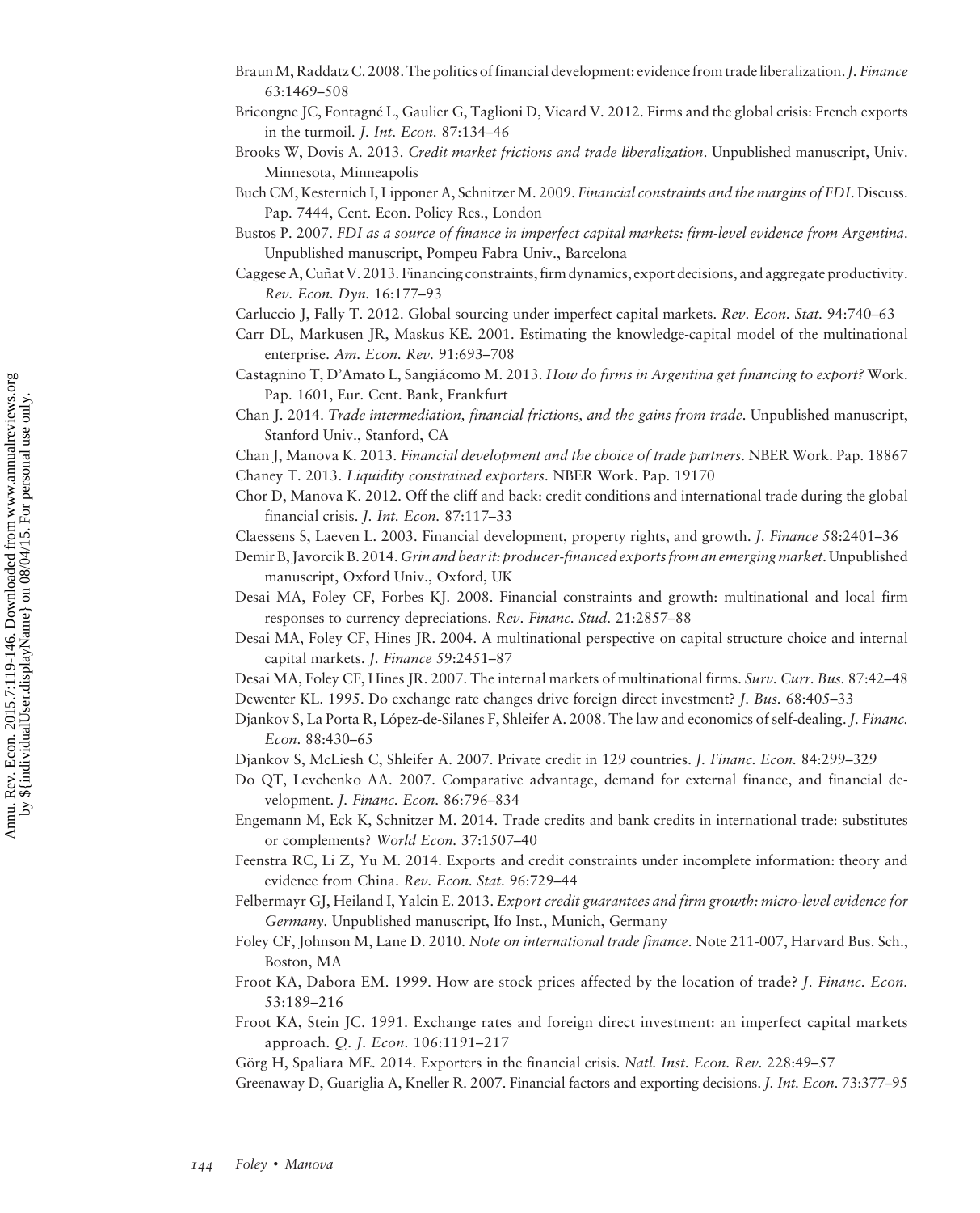Braun M, Raddatz C. 2008. The politics of financial development: evidence from trade liberalization. *J. Finance* 63:1469–508

Bricongne JC, Fontagné L, Gaulier G, Taglioni D, Vicard V. 2012. Firms and the global crisis: French exports in the turmoil. *J. Int. Econ.* 87:134–46

Brooks W, Dovis A. 2013. *Credit market frictions and trade liberalization*. Unpublished manuscript, Univ. Minnesota, Minneapolis

Buch CM, Kesternich I, Lipponer A, Schnitzer M. 2009. *Financial constraints and the margins of FDI*. Discuss. Pap. 7444, Cent. Econ. Policy Res., London

Bustos P. 2007. *FDI as a source of finance in imperfect capital markets: firm-level evidence from Argentina*. Unpublished manuscript, Pompeu Fabra Univ., Barcelona

Caggese A, Cuñat V. 2013. Financing constraints, firm dynamics, export decisions, and aggregate productivity. *Rev. Econ. Dyn.* 16:177–93

Carluccio J, Fally T. 2012. Global sourcing under imperfect capital markets. *Rev. Econ. Stat.* 94:740–63

Carr DL, Markusen JR, Maskus KE. 2001. Estimating the knowledge-capital model of the multinational enterprise. *Am. Econ. Rev.* 91:693–708

Castagnino T, D'Amato L, Sangiácomo M. 2013. *How do firms in Argentina get financing to export?* Work. Pap. 1601, Eur. Cent. Bank, Frankfurt

Chan J. 2014. *Trade intermediation, financial frictions, and the gains from trade*. Unpublished manuscript, Stanford Univ., Stanford, CA

Chan J, Manova K. 2013. *Financial development and the choice of trade partners*. NBER Work. Pap. 18867

Chaney T. 2013. *Liquidity constrained exporters*. NBER Work. Pap. 19170

Chor D, Manova K. 2012. Off the cliff and back: credit conditions and international trade during the global financial crisis. *J. Int. Econ.* 87:117–33

Claessens S, Laeven L. 2003. Financial development, property rights, and growth. *J. Finance* 58:2401–36

Demir B, Javorcik B. 2014. *Grin and bear it: producer-financed exports from an emerging market*. Unpublished manuscript, Oxford Univ., Oxford, UK

Desai MA, Foley CF, Forbes KJ. 2008. Financial constraints and growth: multinational and local firm responses to currency depreciations. *Rev. Financ. Stud.* 21:2857–88

Desai MA, Foley CF, Hines JR. 2004. A multinational perspective on capital structure choice and internal capital markets. *J. Finance* 59:2451–87

Desai MA, Foley CF, Hines JR. 2007. The internal markets of multinational firms. *Surv. Curr. Bus.* 87:42–48

Dewenter KL. 1995. Do exchange rate changes drive foreign direct investment? *J. Bus.* 68:405–33

Djankov S, La Porta R, López-de-Silanes F, Shleifer A. 2008. The law and economics of self-dealing. *J. Financ. Econ.* 88:430–65

Djankov S, McLiesh C, Shleifer A. 2007. Private credit in 129 countries. *J. Financ. Econ.* 84:299–329

Do QT, Levchenko AA. 2007. Comparative advantage, demand for external finance, and financial development. *J. Financ. Econ.* 86:796–834

Engemann M, Eck K, Schnitzer M. 2014. Trade credits and bank credits in international trade: substitutes or complements? *World Econ.* 37:1507–40

Feenstra RC, Li Z, Yu M. 2014. Exports and credit constraints under incomplete information: theory and evidence from China. *Rev. Econ. Stat.* 96:729–44

Felbermayr GJ, Heiland I, Yalcin E. 2013. *Export credit guarantees and firm growth: micro-level evidence for Germany*. Unpublished manuscript, Ifo Inst., Munich, Germany

Foley CF, Johnson M, Lane D. 2010. *Note on international trade finance*. Note 211-007, Harvard Bus. Sch., Boston, MA

Froot KA, Dabora EM. 1999. How are stock prices affected by the location of trade? *J. Financ. Econ.* 53:189–216

Froot KA, Stein JC. 1991. Exchange rates and foreign direct investment: an imperfect capital markets approach. *Q. J. Econ.* 106:1191–217

Görg H, Spaliara ME. 2014. Exporters in the financial crisis. *Natl. Inst. Econ. Rev.* 228:49–57

Greenaway D, Guariglia A, Kneller R. 2007. Financial factors and exporting decisions. *J. Int. Econ.* 73:377–95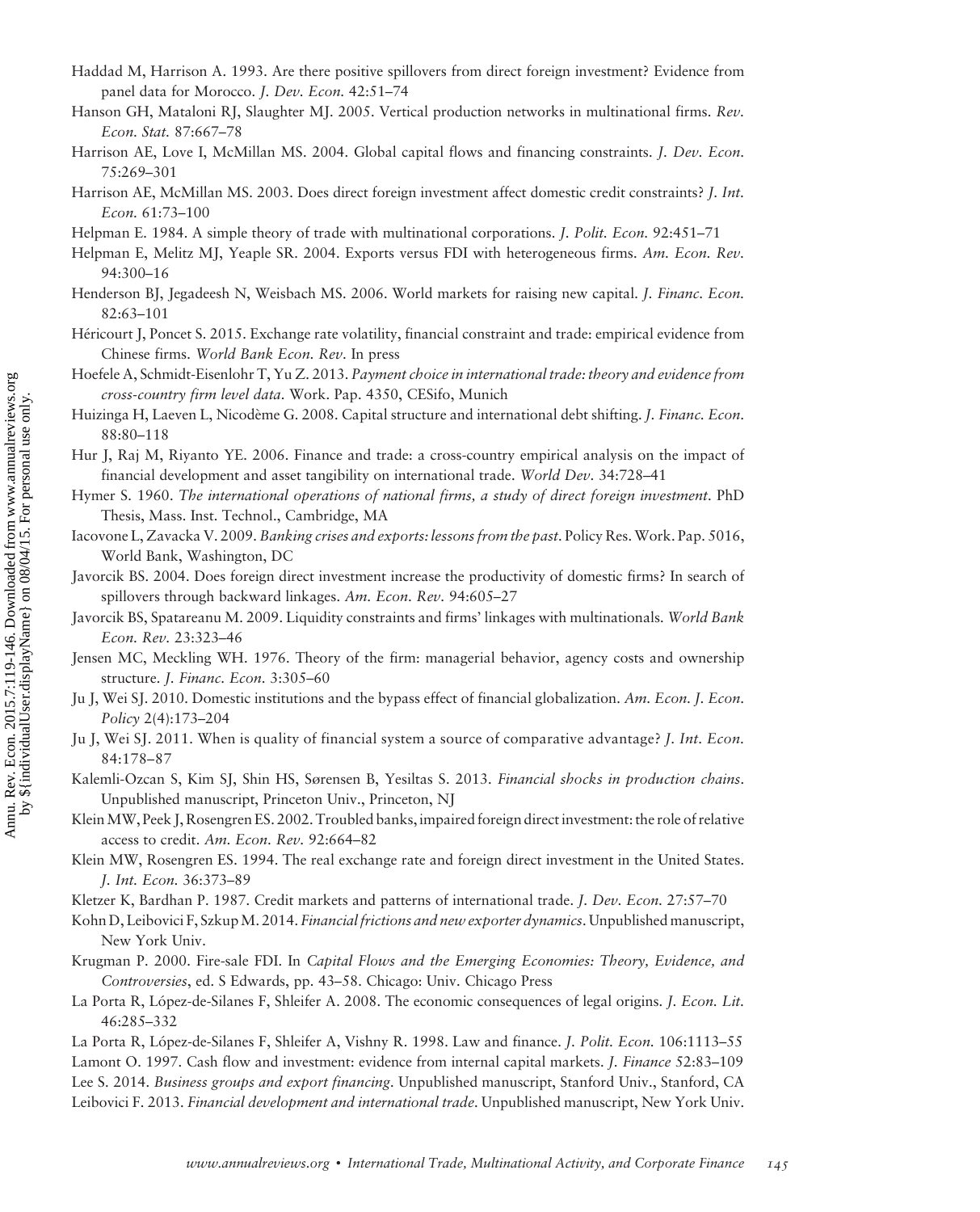Haddad M, Harrison A. 1993. Are there positive spillovers from direct foreign investment? Evidence from panel data for Morocco. *J. Dev. Econ.* 42:51–74

Hanson GH, Mataloni RJ, Slaughter MJ. 2005. Vertical production networks in multinational firms. *Rev. Econ. Stat.* 87:667–78

Harrison AE, Love I, McMillan MS. 2004. Global capital flows and financing constraints. *J. Dev. Econ.* 75:269–301

Harrison AE, McMillan MS. 2003. Does direct foreign investment affect domestic credit constraints? *J. Int. Econ.* 61:73–100

Helpman E. 1984. A simple theory of trade with multinational corporations. *J. Polit. Econ.* 92:451–71

Helpman E, Melitz MJ, Yeaple SR. 2004. Exports versus FDI with heterogeneous firms. *Am. Econ. Rev.* 94:300–16

Henderson BJ, Jegadeesh N, Weisbach MS. 2006. World markets for raising new capital. *J. Financ. Econ.* 82:63–101

Héricourt J, Poncet S. 2015. Exchange rate volatility, financial constraint and trade: empirical evidence from Chinese firms. *World Bank Econ. Rev.* In press

Hoefele A, Schmidt-Eisenlohr T, Yu Z. 2013. *Payment choice in international trade: theory and evidence from cross-country firm level data*. Work. Pap. 4350, CESifo, Munich

Huizinga H, Laeven L, Nicodème G. 2008. Capital structure and international debt shifting. *J. Financ. Econ.* 88:80–118

Hur J, Raj M, Riyanto YE. 2006. Finance and trade: a cross-country empirical analysis on the impact of financial development and asset tangibility on international trade. *World Dev.* 34:728–41

Hymer S. 1960. *The international operations of national firms, a study of direct foreign investment*. PhD Thesis, Mass. Inst. Technol., Cambridge, MA

Iacovone L, Zavacka V. 2009. *Banking crises and exports: lessons from the past*. Policy Res. Work. Pap. 5016, World Bank, Washington, DC

Javorcik BS. 2004. Does foreign direct investment increase the productivity of domestic firms? In search of spillovers through backward linkages. *Am. Econ. Rev.* 94:605–27

Javorcik BS, Spatareanu M. 2009. Liquidity constraints and firms' linkages with multinationals. *World Bank Econ. Rev.* 23:323–46

Jensen MC, Meckling WH. 1976. Theory of the firm: managerial behavior, agency costs and ownership structure. *J. Financ. Econ.* 3:305–60

Ju J, Wei SJ. 2010. Domestic institutions and the bypass effect of financial globalization. *Am. Econ. J. Econ. Policy* 2(4):173–204

Ju J, Wei SJ. 2011. When is quality of financial system a source of comparative advantage? *J. Int. Econ.* 84:178–87

Kalemli-Ozcan S, Kim SJ, Shin HS, Sørensen B, Yesiltas S. 2013. *Financial shocks in production chains*. Unpublished manuscript, Princeton Univ., Princeton, NJ

Klein MW, Peek J, Rosengren ES. 2002. Troubled banks, impaired foreign direct investment: the role of relative access to credit. *Am. Econ. Rev.* 92:664–82

Klein MW, Rosengren ES. 1994. The real exchange rate and foreign direct investment in the United States. *J. Int. Econ.* 36:373–89

Kletzer K, Bardhan P. 1987. Credit markets and patterns of international trade. *J. Dev. Econ.* 27:57–70

Kohn D, Leibovici F, Szkup M. 2014. *Financial frictions and new exporter dynamics*. Unpublished manuscript, New York Univ.

Krugman P. 2000. Fire-sale FDI. In *Capital Flows and the Emerging Economies: Theory, Evidence, and Controversies*, ed. S Edwards, pp. 43–58. Chicago: Univ. Chicago Press

La Porta R, López-de-Silanes F, Shleifer A. 2008. The economic consequences of legal origins. *J. Econ. Lit.* 46:285–332

La Porta R, López-de-Silanes F, Shleifer A, Vishny R. 1998. Law and finance. *J. Polit. Econ.* 106:1113–55

Lamont O. 1997. Cash flow and investment: evidence from internal capital markets. *J. Finance* 52:83–109

Lee S. 2014. *Business groups and export financing*. Unpublished manuscript, Stanford Univ., Stanford, CA

Leibovici F. 2013. *Financial development and international trade*. Unpublished manuscript, New York Univ.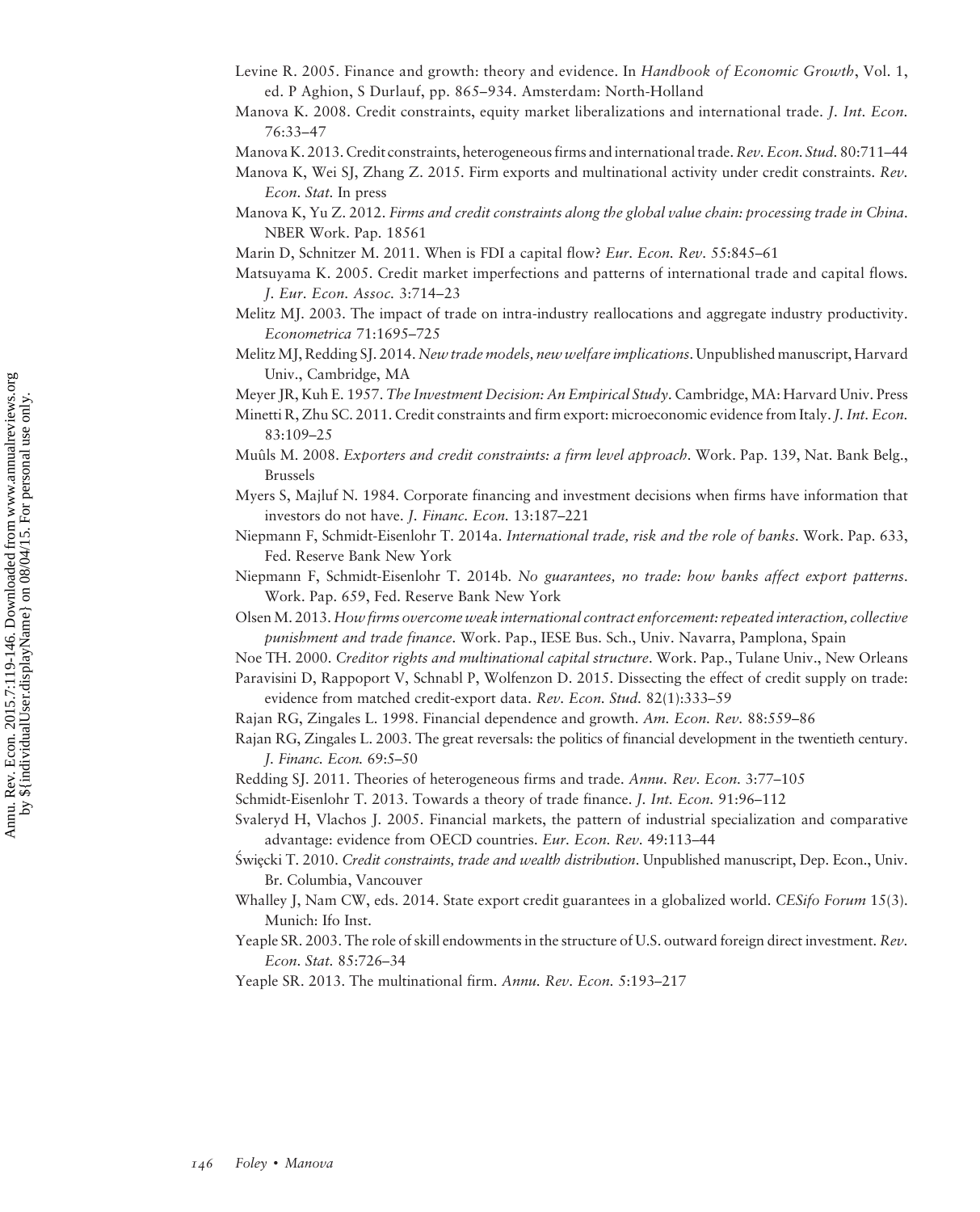Levine R. 2005. Finance and growth: theory and evidence. In *Handbook of Economic Growth*, Vol. 1, ed. P Aghion, S Durlauf, pp. 865–934. Amsterdam: North-Holland

Manova K. 2008. Credit constraints, equity market liberalizations and international trade. *J. Int. Econ.* 76:33–47

Manova K. 2013. Credit constraints, heterogeneous firms and international trade. *Rev. Econ. Stud.* 80:711–44

Manova K, Wei SJ, Zhang Z. 2015. Firm exports and multinational activity under credit constraints. *Rev. Econ. Stat.* In press

Manova K, Yu Z. 2012. *Firms and credit constraints along the global value chain: processing trade in China*. NBER Work. Pap. 18561

Marin D, Schnitzer M. 2011. When is FDI a capital flow? *Eur. Econ. Rev.* 55:845–61

Matsuyama K. 2005. Credit market imperfections and patterns of international trade and capital flows. *J. Eur. Econ. Assoc.* 3:714–23

Melitz MJ. 2003. The impact of trade on intra-industry reallocations and aggregate industry productivity. *Econometrica* 71:1695–725

Melitz MJ, Redding SJ. 2014. *New trade models, new welfare implications*. Unpublished manuscript, Harvard Univ., Cambridge, MA

Meyer JR, Kuh E. 1957. *The Investment Decision: An Empirical Study*. Cambridge, MA: Harvard Univ. Press

Minetti R, Zhu SC. 2011. Credit constraints and firm export: microeconomic evidence from Italy. *J. Int. Econ.* 83:109–25

Muûls M. 2008. *Exporters and credit constraints: a firm level approach*. Work. Pap. 139, Nat. Bank Belg., Brussels

Myers S, Majluf N. 1984. Corporate financing and investment decisions when firms have information that investors do not have. *J. Financ. Econ.* 13:187–221

Niepmann F, Schmidt-Eisenlohr T. 2014a. *International trade, risk and the role of banks*. Work. Pap. 633, Fed. Reserve Bank New York

Niepmann F, Schmidt-Eisenlohr T. 2014b. *No guarantees, no trade: how banks affect export patterns*. Work. Pap. 659, Fed. Reserve Bank New York

Olsen M. 2013. *How firms overcome weak international contract enforcement: repeated interaction, collective punishment and trade finance*. Work. Pap., IESE Bus. Sch., Univ. Navarra, Pamplona, Spain

Noe TH. 2000. *Creditor rights and multinational capital structure*. Work. Pap., Tulane Univ., New Orleans

Paravisini D, Rappoport V, Schnabl P, Wolfenzon D. 2015. Dissecting the effect of credit supply on trade: evidence from matched credit-export data. *Rev. Econ. Stud.* 82(1):333–59

Rajan RG, Zingales L. 1998. Financial dependence and growth. *Am. Econ. Rev.* 88:559–86

Rajan RG, Zingales L. 2003. The great reversals: the politics of financial development in the twentieth century. *J. Financ. Econ.* 69:5–50

Redding SJ. 2011. Theories of heterogeneous firms and trade. *Annu. Rev. Econ.* 3:77–105

Schmidt-Eisenlohr T. 2013. Towards a theory of trade finance. *J. Int. Econ.* 91:96–112

Svaleryd H, Vlachos J. 2005. Financial markets, the pattern of industrial specialization and comparative advantage: evidence from OECD countries. *Eur. Econ. Rev.* 49:113–44

Święcki T. 2010. *Credit constraints, trade and wealth distribution*. Unpublished manuscript, Dep. Econ., Univ. Br. Columbia, Vancouver

Whalley J, Nam CW, eds. 2014. State export credit guarantees in a globalized world. *CESifo Forum* 15(3). Munich: Ifo Inst.

Yeaple SR. 2003. The role of skill endowments in the structure of U.S. outward foreign direct investment. *Rev. Econ. Stat.* 85:726–34

Yeaple SR. 2013. The multinational firm. *Annu. Rev. Econ.* 5:193–217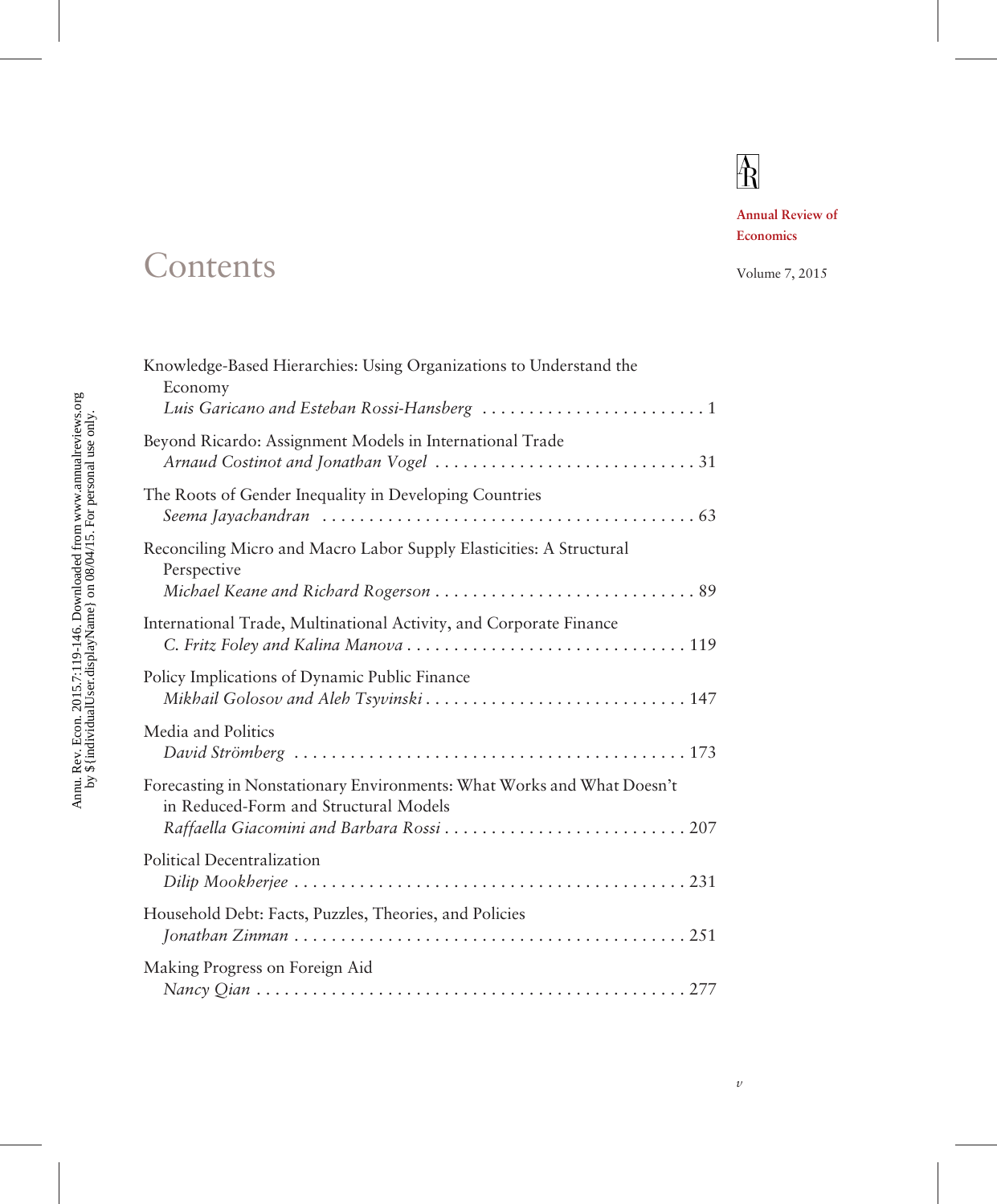# Contents

Annual Review of Economics

Volume 7, 2015

Knowledge-Based Hierarchies: Using Organizations to Understand the Economy
*Luis Garicano and Esteban Rossi-Hansberg* . . . . . . . . . . . . . . . . . . . . . . . . 1

Beyond Ricardo: Assignment Models in International Trade
*Arnaud Costinot and Jonathan Vogel* . . . . . . . . . . . . . . . . . . . . . . . . . . . . 31

The Roots of Gender Inequality in Developing Countries
*Seema Jayachandran* . . . . . . . . . . . . . . . . . . . . . . . . . . . . . . . . . . . . . . . . 63

Reconciling Micro and Macro Labor Supply Elasticities: A Structural Perspective
*Michael Keane and Richard Rogerson* . . . . . . . . . . . . . . . . . . . . . . . . . . . . 89

International Trade, Multinational Activity, and Corporate Finance
*C. Fritz Foley and Kalina Manova* . . . . . . . . . . . . . . . . . . . . . . . . . . . . . . 119

Policy Implications of Dynamic Public Finance
*Mikhail Golosov and Aleh Tsyvinski* . . . . . . . . . . . . . . . . . . . . . . . . . . . . 147

Media and Politics
*David Strömberg* . . . . . . . . . . . . . . . . . . . . . . . . . . . . . . . . . . . . . . . . . 173

Forecasting in Nonstationary Environments: What Works and What Doesn't in Reduced-Form and Structural Models
*Raffaella Giacomini and Barbara Rossi* . . . . . . . . . . . . . . . . . . . . . . . . . . 207

Political Decentralization
*Dilip Mookherjee* . . . . . . . . . . . . . . . . . . . . . . . . . . . . . . . . . . . . . . . . . 231

Household Debt: Facts, Puzzles, Theories, and Policies
*Jonathan Zinman* . . . . . . . . . . . . . . . . . . . . . . . . . . . . . . . . . . . . . . . . . 251

Making Progress on Foreign Aid
*Nancy Qian* . . . . . . . . . . . . . . . . . . . . . . . . . . . . . . . . . . . . . . . . . . . . . 277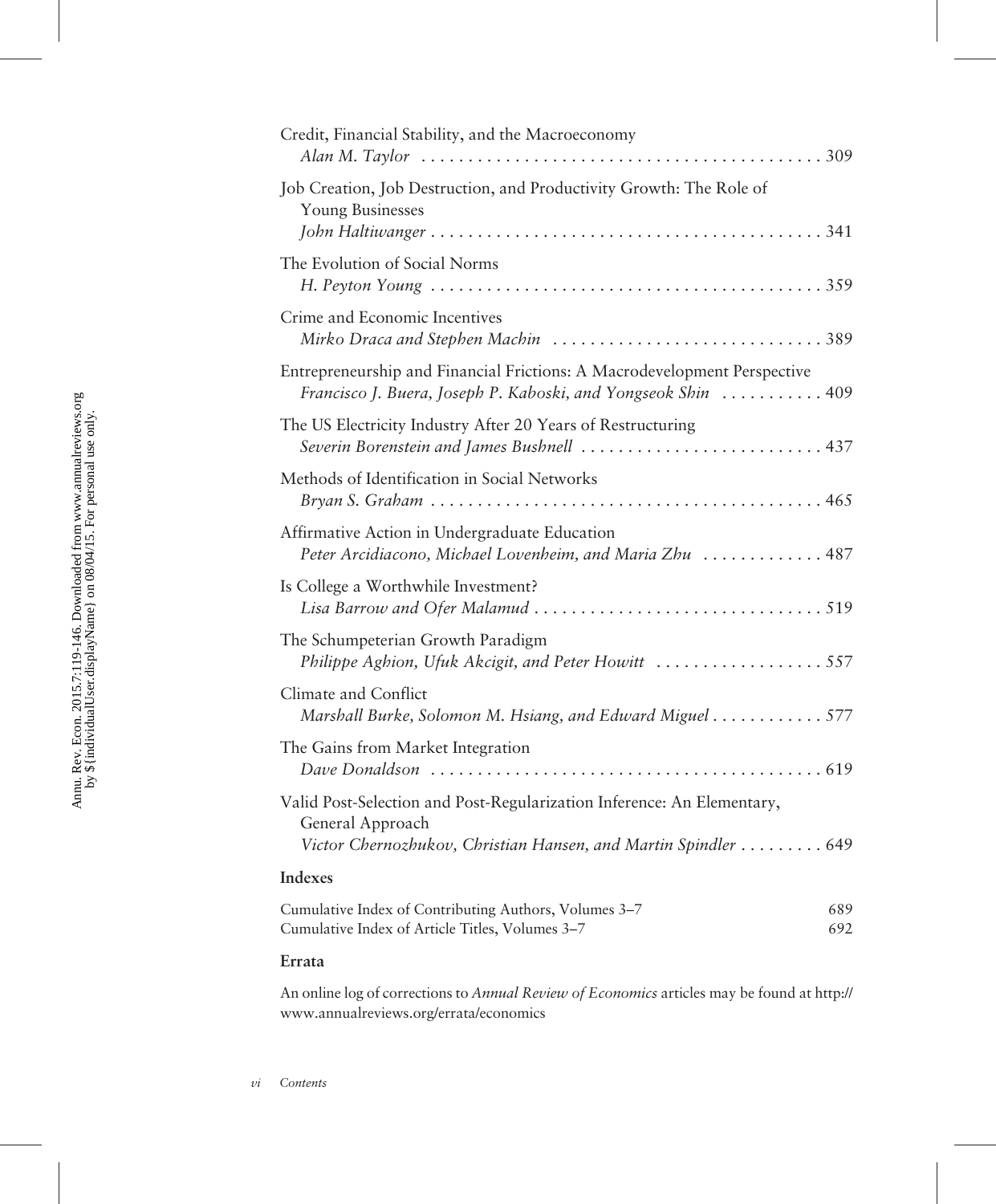Credit, Financial Stability, and the Macroeconomy
*Alan M. Taylor* . . . . . . . . . . . . . . . . . . . . . . . . . . . . . . . . . . . . . . . . . . . 309

Job Creation, Job Destruction, and Productivity Growth: The Role of Young Businesses
*John Haltiwanger* . . . . . . . . . . . . . . . . . . . . . . . . . . . . . . . . . . . . . . . . . . 341

The Evolution of Social Norms
*H. Peyton Young* . . . . . . . . . . . . . . . . . . . . . . . . . . . . . . . . . . . . . . . . . . 359

Crime and Economic Incentives
*Mirko Draca and Stephen Machin* . . . . . . . . . . . . . . . . . . . . . . . . . . . . . 389

Entrepreneurship and Financial Frictions: A Macrodevelopment Perspective
*Francisco J. Buera, Joseph P. Kaboski, and Yongseok Shin* . . . . . . . . . . . 409

The US Electricity Industry After 20 Years of Restructuring
*Severin Borenstein and James Bushnell* . . . . . . . . . . . . . . . . . . . . . . . . . . 437

Methods of Identification in Social Networks
*Bryan S. Graham* . . . . . . . . . . . . . . . . . . . . . . . . . . . . . . . . . . . . . . . . . . 465

Affirmative Action in Undergraduate Education
*Peter Arcidiacono, Michael Lovenheim, and Maria Zhu* . . . . . . . . . . . . . 487

Is College a Worthwhile Investment?
*Lisa Barrow and Ofer Malamud* . . . . . . . . . . . . . . . . . . . . . . . . . . . . . . . 519

The Schumpeterian Growth Paradigm
*Philippe Aghion, Ufuk Akcigit, and Peter Howitt* . . . . . . . . . . . . . . . . . . 557

Climate and Conflict
*Marshall Burke, Solomon M. Hsiang, and Edward Miguel* . . . . . . . . . . . . 577

The Gains from Market Integration
*Dave Donaldson* . . . . . . . . . . . . . . . . . . . . . . . . . . . . . . . . . . . . . . . . . . 619

Valid Post-Selection and Post-Regularization Inference: An Elementary, General Approach
*Victor Chernozhukov, Christian Hansen, and Martin Spindler* . . . . . . . . . 649

## Indexes

Cumulative Index of Contributing Authors, Volumes 3–7 689
Cumulative Index of Article Titles, Volumes 3–7 692

## Errata

An online log of corrections to *Annual Review of Economics* articles may be found at http://www.annualreviews.org/errata/economics